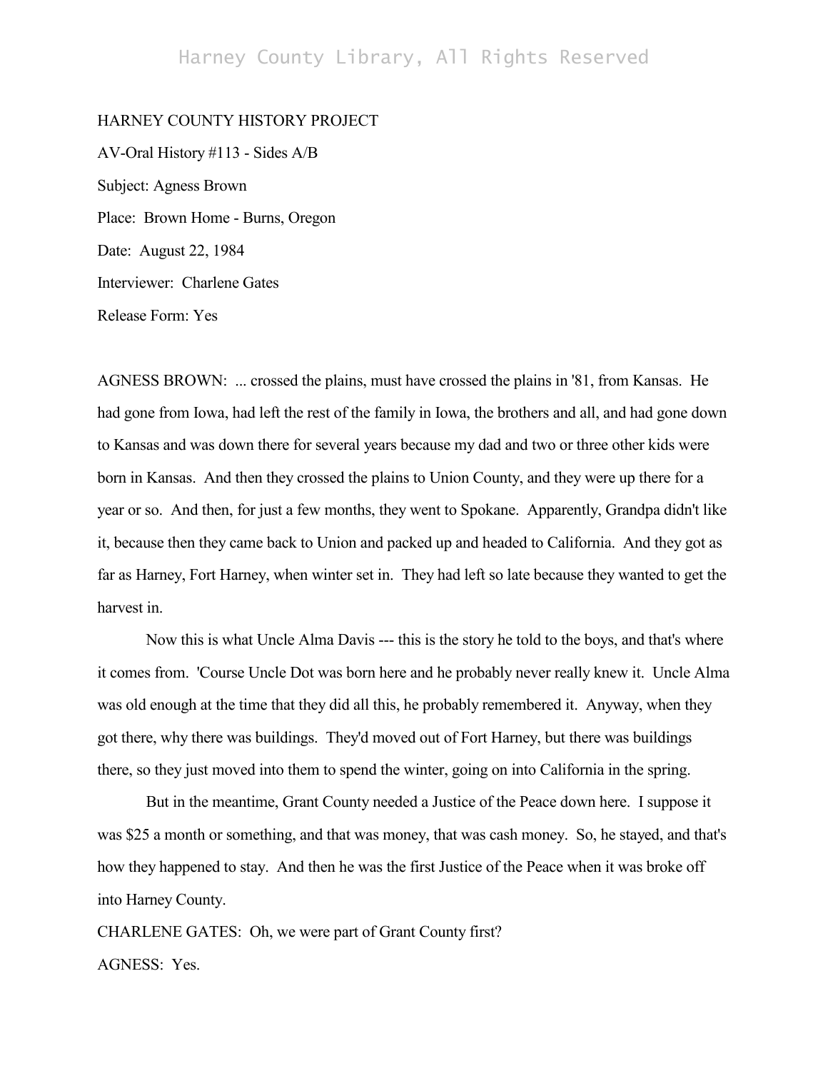HARNEY COUNTY HISTORY PROJECT

AV-Oral History #113 - Sides A/B

Subject: Agness Brown

Place: Brown Home - Burns, Oregon

Date: August 22, 1984

Interviewer: Charlene Gates

Release Form: Yes

AGNESS BROWN: ... crossed the plains, must have crossed the plains in '81, from Kansas. He had gone from Iowa, had left the rest of the family in Iowa, the brothers and all, and had gone down to Kansas and was down there for several years because my dad and two or three other kids were born in Kansas. And then they crossed the plains to Union County, and they were up there for a year or so. And then, for just a few months, they went to Spokane. Apparently, Grandpa didn't like it, because then they came back to Union and packed up and headed to California. And they got as far as Harney, Fort Harney, when winter set in. They had left so late because they wanted to get the harvest in.

Now this is what Uncle Alma Davis --- this is the story he told to the boys, and that's where it comes from. 'Course Uncle Dot was born here and he probably never really knew it. Uncle Alma was old enough at the time that they did all this, he probably remembered it. Anyway, when they got there, why there was buildings. They'd moved out of Fort Harney, but there was buildings there, so they just moved into them to spend the winter, going on into California in the spring.

But in the meantime, Grant County needed a Justice of the Peace down here. I suppose it was $25 a month or something, and that was money, that was cash money. So, he stayed, and that's how they happened to stay. And then he was the first Justice of the Peace when it was broke off into Harney County.

CHARLENE GATES: Oh, we were part of Grant County first?

AGNESS: Yes.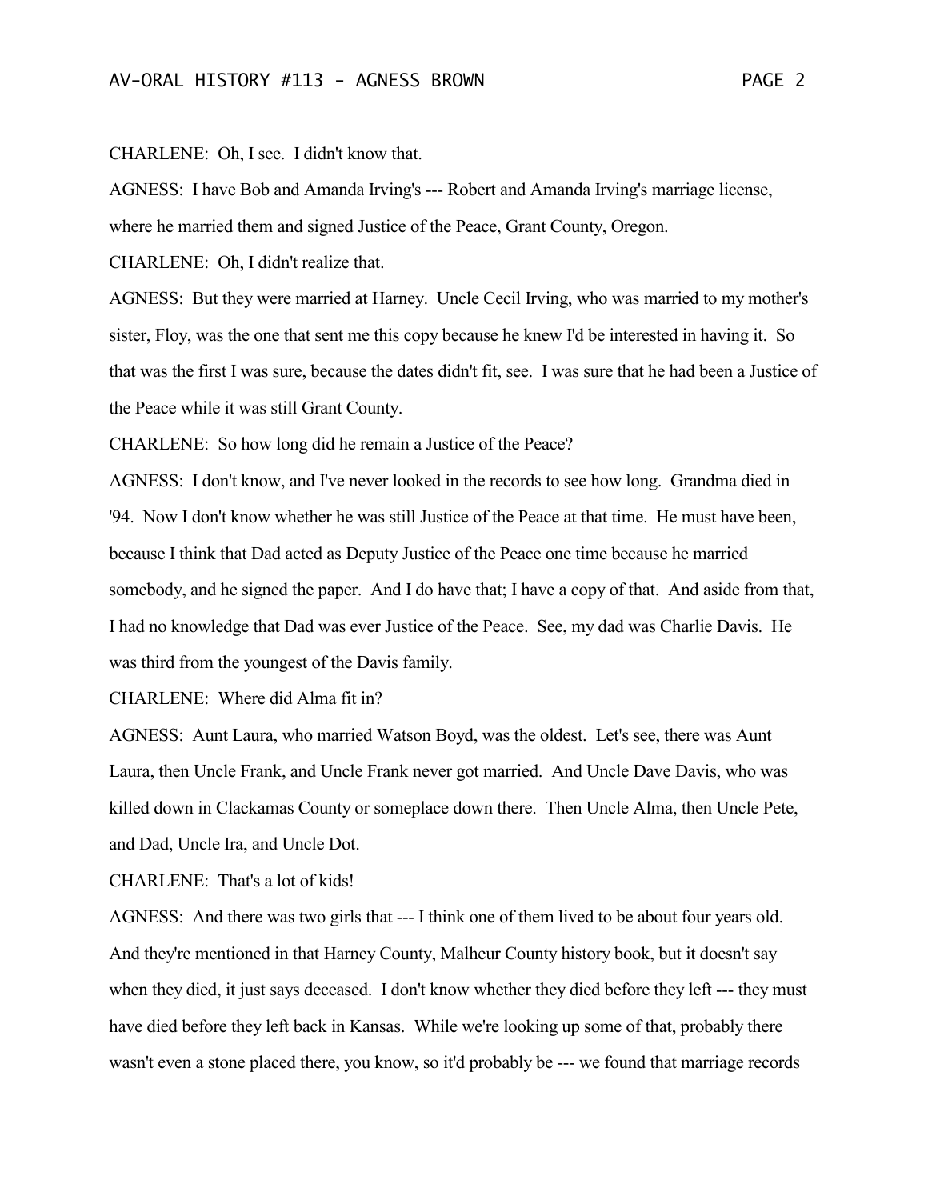CHARLENE: Oh, I see. I didn't know that.

AGNESS: I have Bob and Amanda Irving's --- Robert and Amanda Irving's marriage license, where he married them and signed Justice of the Peace, Grant County, Oregon.

CHARLENE: Oh, I didn't realize that.

AGNESS: But they were married at Harney. Uncle Cecil Irving, who was married to my mother's sister, Floy, was the one that sent me this copy because he knew I'd be interested in having it. So that was the first I was sure, because the dates didn't fit, see. I was sure that he had been a Justice of the Peace while it was still Grant County.

CHARLENE: So how long did he remain a Justice of the Peace?

AGNESS: I don't know, and I've never looked in the records to see how long. Grandma died in '94. Now I don't know whether he was still Justice of the Peace at that time. He must have been, because I think that Dad acted as Deputy Justice of the Peace one time because he married somebody, and he signed the paper. And I do have that; I have a copy of that. And aside from that, I had no knowledge that Dad was ever Justice of the Peace. See, my dad was Charlie Davis. He was third from the youngest of the Davis family.

CHARLENE: Where did Alma fit in?

AGNESS: Aunt Laura, who married Watson Boyd, was the oldest. Let's see, there was Aunt Laura, then Uncle Frank, and Uncle Frank never got married. And Uncle Dave Davis, who was killed down in Clackamas County or someplace down there. Then Uncle Alma, then Uncle Pete, and Dad, Uncle Ira, and Uncle Dot.

CHARLENE: That's a lot of kids!

AGNESS: And there was two girls that --- I think one of them lived to be about four years old. And they're mentioned in that Harney County, Malheur County history book, but it doesn't say when they died, it just says deceased. I don't know whether they died before they left --- they must have died before they left back in Kansas. While we're looking up some of that, probably there wasn't even a stone placed there, you know, so it'd probably be --- we found that marriage records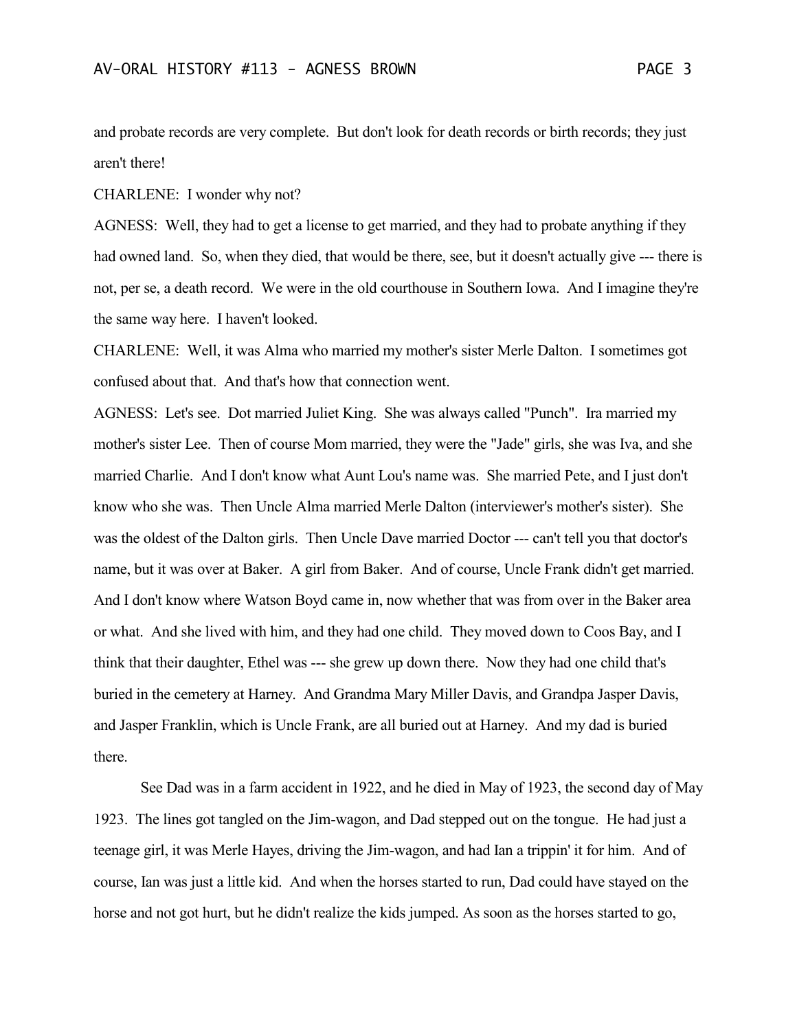and probate records are very complete. But don't look for death records or birth records; they just aren't there!

CHARLENE: I wonder why not?

AGNESS: Well, they had to get a license to get married, and they had to probate anything if they had owned land. So, when they died, that would be there, see, but it doesn't actually give --- there is not, per se, a death record. We were in the old courthouse in Southern Iowa. And I imagine they're the same way here. I haven't looked.

CHARLENE: Well, it was Alma who married my mother's sister Merle Dalton. I sometimes got confused about that. And that's how that connection went.

AGNESS: Let's see. Dot married Juliet King. She was always called "Punch". Ira married my mother's sister Lee. Then of course Mom married, they were the "Jade" girls, she was Iva, and she married Charlie. And I don't know what Aunt Lou's name was. She married Pete, and I just don't know who she was. Then Uncle Alma married Merle Dalton (interviewer's mother's sister). She was the oldest of the Dalton girls. Then Uncle Dave married Doctor --- can't tell you that doctor's name, but it was over at Baker. A girl from Baker. And of course, Uncle Frank didn't get married. And I don't know where Watson Boyd came in, now whether that was from over in the Baker area or what. And she lived with him, and they had one child. They moved down to Coos Bay, and I think that their daughter, Ethel was --- she grew up down there. Now they had one child that's buried in the cemetery at Harney. And Grandma Mary Miller Davis, and Grandpa Jasper Davis, and Jasper Franklin, which is Uncle Frank, are all buried out at Harney. And my dad is buried there.

See Dad was in a farm accident in 1922, and he died in May of 1923, the second day of May 1923. The lines got tangled on the Jim-wagon, and Dad stepped out on the tongue. He had just a teenage girl, it was Merle Hayes, driving the Jim-wagon, and had Ian a trippin' it for him. And of course, Ian was just a little kid. And when the horses started to run, Dad could have stayed on the horse and not got hurt, but he didn't realize the kids jumped. As soon as the horses started to go,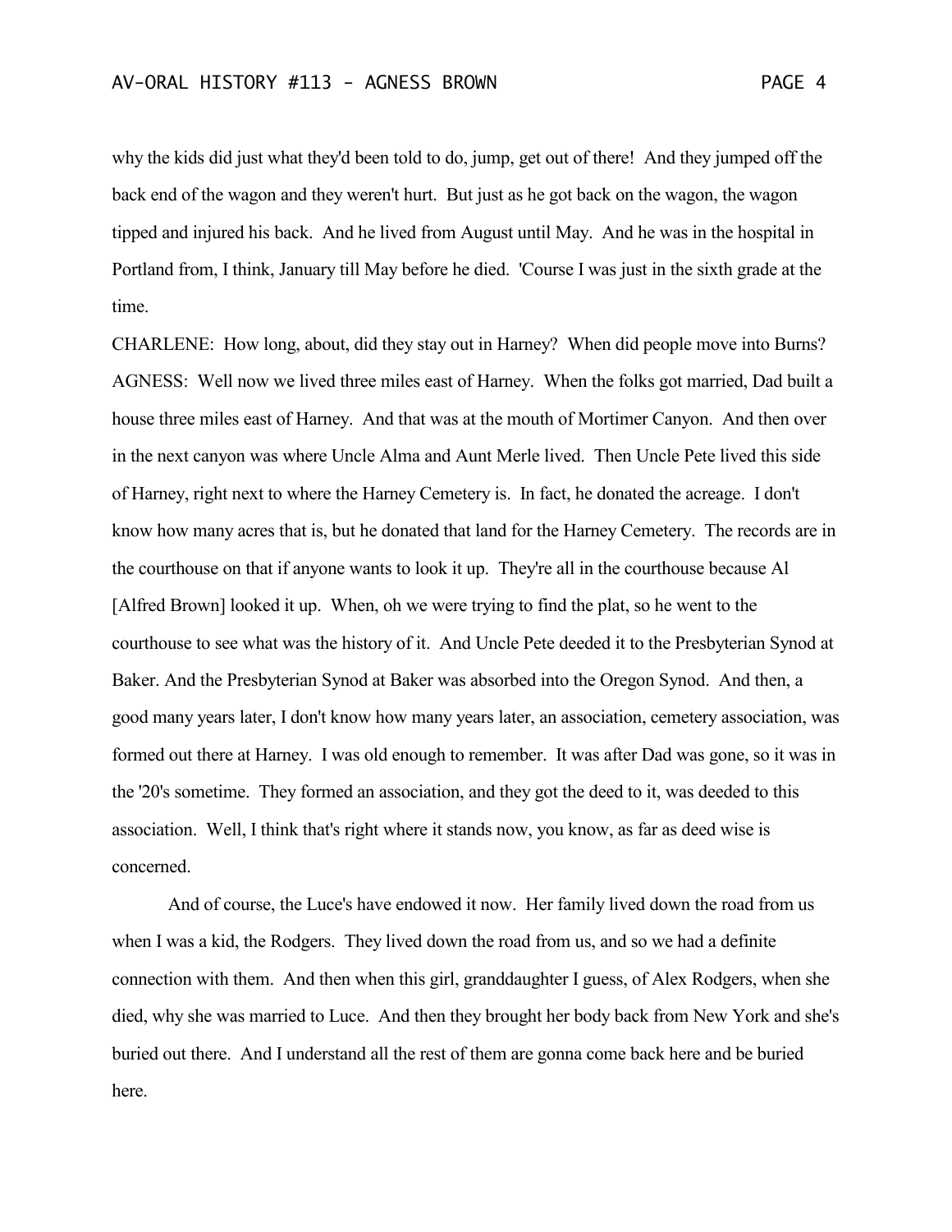why the kids did just what they'd been told to do, jump, get out of there! And they jumped off the back end of the wagon and they weren't hurt. But just as he got back on the wagon, the wagon tipped and injured his back. And he lived from August until May. And he was in the hospital in Portland from, I think, January till May before he died. 'Course I was just in the sixth grade at the time.

CHARLENE: How long, about, did they stay out in Harney? When did people move into Burns?

AGNESS: Well now we lived three miles east of Harney. When the folks got married, Dad built a house three miles east of Harney. And that was at the mouth of Mortimer Canyon. And then over in the next canyon was where Uncle Alma and Aunt Merle lived. Then Uncle Pete lived this side of Harney, right next to where the Harney Cemetery is. In fact, he donated the acreage. I don't know how many acres that is, but he donated that land for the Harney Cemetery. The records are in the courthouse on that if anyone wants to look it up. They're all in the courthouse because Al [Alfred Brown] looked it up. When, oh we were trying to find the plat, so he went to the courthouse to see what was the history of it. And Uncle Pete deeded it to the Presbyterian Synod at Baker. And the Presbyterian Synod at Baker was absorbed into the Oregon Synod. And then, a good many years later, I don't know how many years later, an association, cemetery association, was formed out there at Harney. I was old enough to remember. It was after Dad was gone, so it was in the '20's sometime. They formed an association, and they got the deed to it, was deeded to this association. Well, I think that's right where it stands now, you know, as far as deed wise is concerned.

And of course, the Luce's have endowed it now. Her family lived down the road from us when I was a kid, the Rodgers. They lived down the road from us, and so we had a definite connection with them. And then when this girl, granddaughter I guess, of Alex Rodgers, when she died, why she was married to Luce. And then they brought her body back from New York and she's buried out there. And I understand all the rest of them are gonna come back here and be buried here.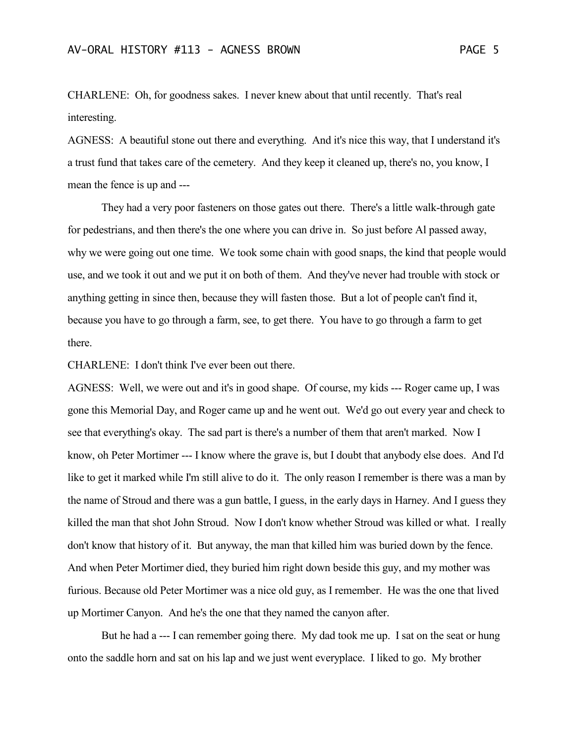CHARLENE: Oh, for goodness sakes. I never knew about that until recently. That's real interesting.

AGNESS: A beautiful stone out there and everything. And it's nice this way, that I understand it's a trust fund that takes care of the cemetery. And they keep it cleaned up, there's no, you know, I mean the fence is up and ---

They had a very poor fasteners on those gates out there. There's a little walk-through gate for pedestrians, and then there's the one where you can drive in. So just before Al passed away, why we were going out one time. We took some chain with good snaps, the kind that people would use, and we took it out and we put it on both of them. And they've never had trouble with stock or anything getting in since then, because they will fasten those. But a lot of people can't find it, because you have to go through a farm, see, to get there. You have to go through a farm to get there.

CHARLENE: I don't think I've ever been out there.

AGNESS: Well, we were out and it's in good shape. Of course, my kids --- Roger came up, I was gone this Memorial Day, and Roger came up and he went out. We'd go out every year and check to see that everything's okay. The sad part is there's a number of them that aren't marked. Now I know, oh Peter Mortimer --- I know where the grave is, but I doubt that anybody else does. And I'd like to get it marked while I'm still alive to do it. The only reason I remember is there was a man by the name of Stroud and there was a gun battle, I guess, in the early days in Harney. And I guess they killed the man that shot John Stroud. Now I don't know whether Stroud was killed or what. I really don't know that history of it. But anyway, the man that killed him was buried down by the fence. And when Peter Mortimer died, they buried him right down beside this guy, and my mother was furious. Because old Peter Mortimer was a nice old guy, as I remember. He was the one that lived up Mortimer Canyon. And he's the one that they named the canyon after.

But he had a --- I can remember going there. My dad took me up. I sat on the seat or hung onto the saddle horn and sat on his lap and we just went everyplace. I liked to go. My brother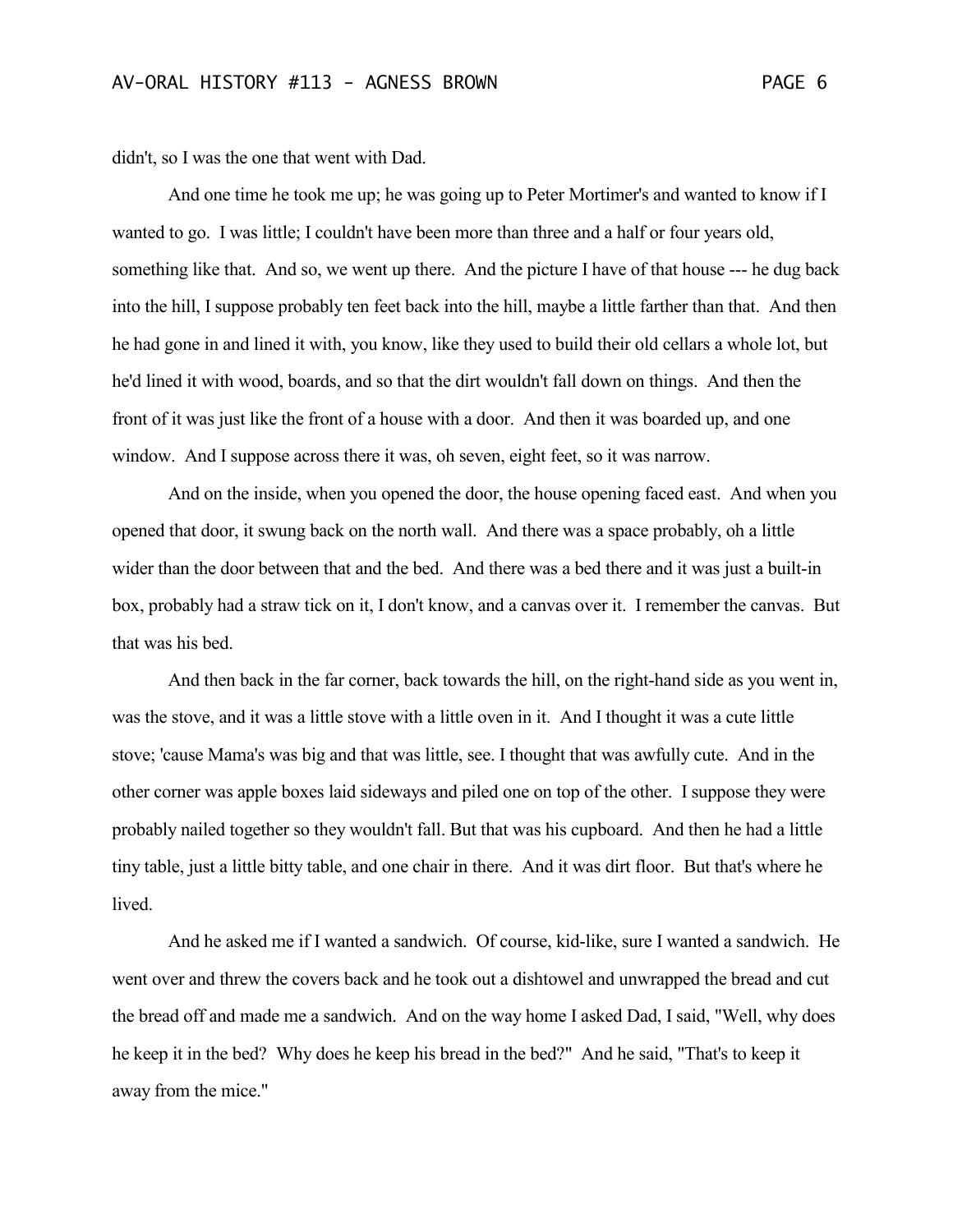didn't, so I was the one that went with Dad.

And one time he took me up; he was going up to Peter Mortimer's and wanted to know if I wanted to go. I was little; I couldn't have been more than three and a half or four years old, something like that. And so, we went up there. And the picture I have of that house --- he dug back into the hill, I suppose probably ten feet back into the hill, maybe a little farther than that. And then he had gone in and lined it with, you know, like they used to build their old cellars a whole lot, but he'd lined it with wood, boards, and so that the dirt wouldn't fall down on things. And then the front of it was just like the front of a house with a door. And then it was boarded up, and one window. And I suppose across there it was, oh seven, eight feet, so it was narrow.

And on the inside, when you opened the door, the house opening faced east. And when you opened that door, it swung back on the north wall. And there was a space probably, oh a little wider than the door between that and the bed. And there was a bed there and it was just a built-in box, probably had a straw tick on it, I don't know, and a canvas over it. I remember the canvas. But that was his bed.

And then back in the far corner, back towards the hill, on the right-hand side as you went in, was the stove, and it was a little stove with a little oven in it. And I thought it was a cute little stove; 'cause Mama's was big and that was little, see. I thought that was awfully cute. And in the other corner was apple boxes laid sideways and piled one on top of the other. I suppose they were probably nailed together so they wouldn't fall. But that was his cupboard. And then he had a little tiny table, just a little bitty table, and one chair in there. And it was dirt floor. But that's where he lived.

And he asked me if I wanted a sandwich. Of course, kid-like, sure I wanted a sandwich. He went over and threw the covers back and he took out a dishtowel and unwrapped the bread and cut the bread off and made me a sandwich. And on the way home I asked Dad, I said, "Well, why does he keep it in the bed? Why does he keep his bread in the bed?" And he said, "That's to keep it away from the mice."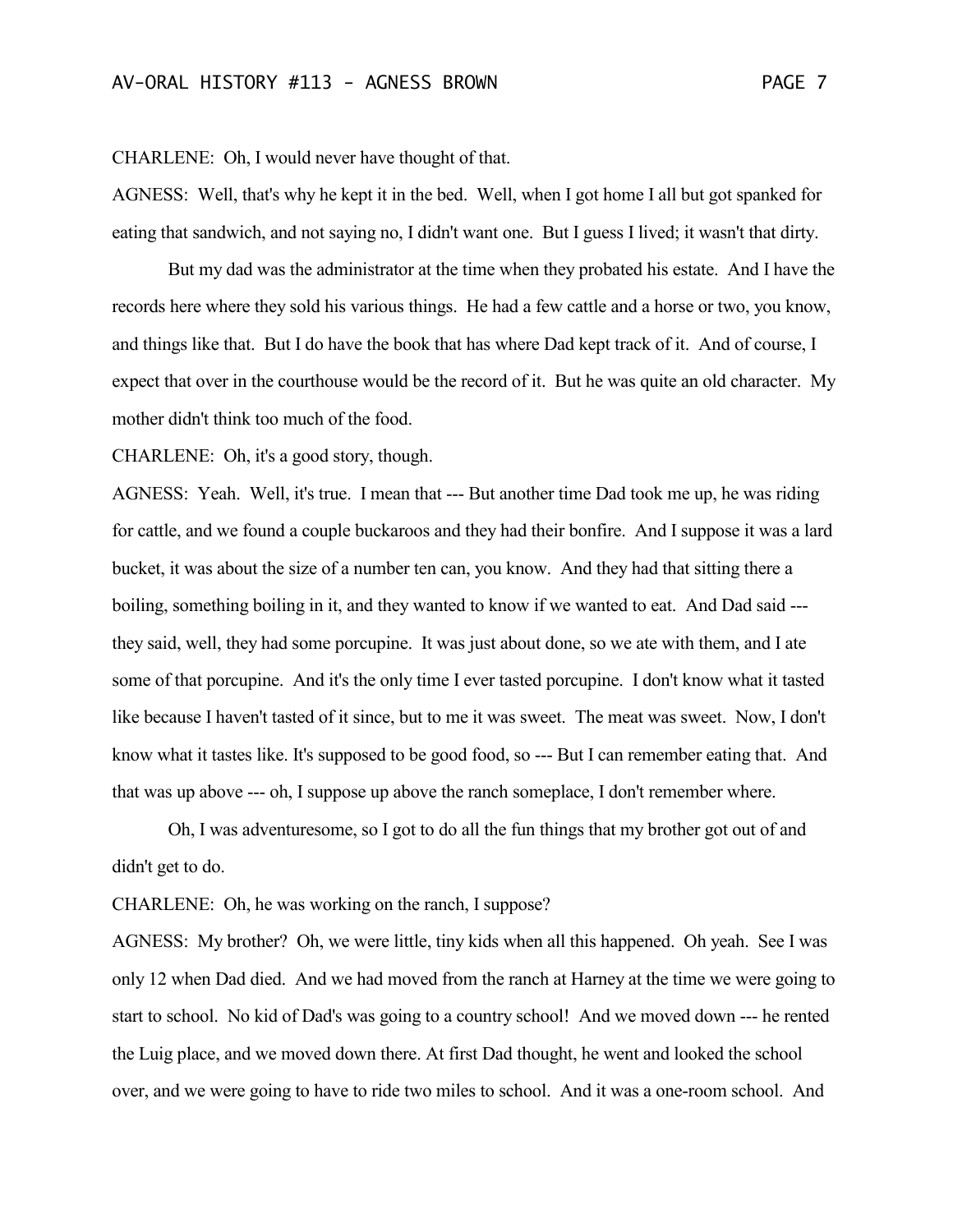CHARLENE: Oh, I would never have thought of that.

AGNESS: Well, that's why he kept it in the bed. Well, when I got home I all but got spanked for eating that sandwich, and not saying no, I didn't want one. But I guess I lived; it wasn't that dirty.

But my dad was the administrator at the time when they probated his estate. And I have the records here where they sold his various things. He had a few cattle and a horse or two, you know, and things like that. But I do have the book that has where Dad kept track of it. And of course, I expect that over in the courthouse would be the record of it. But he was quite an old character. My mother didn't think too much of the food.

CHARLENE: Oh, it's a good story, though.

AGNESS: Yeah. Well, it's true. I mean that --- But another time Dad took me up, he was riding for cattle, and we found a couple buckaroos and they had their bonfire. And I suppose it was a lard bucket, it was about the size of a number ten can, you know. And they had that sitting there a boiling, something boiling in it, and they wanted to know if we wanted to eat. And Dad said --- they said, well, they had some porcupine. It was just about done, so we ate with them, and I ate some of that porcupine. And it's the only time I ever tasted porcupine. I don't know what it tasted like because I haven't tasted of it since, but to me it was sweet. The meat was sweet. Now, I don't know what it tastes like. It's supposed to be good food, so --- But I can remember eating that. And that was up above --- oh, I suppose up above the ranch someplace, I don't remember where.

Oh, I was adventuresome, so I got to do all the fun things that my brother got out of and didn't get to do.

CHARLENE: Oh, he was working on the ranch, I suppose?

AGNESS: My brother? Oh, we were little, tiny kids when all this happened. Oh yeah. See I was only 12 when Dad died. And we had moved from the ranch at Harney at the time we were going to start to school. No kid of Dad's was going to a country school! And we moved down --- he rented the Luig place, and we moved down there. At first Dad thought, he went and looked the school over, and we were going to have to ride two miles to school. And it was a one-room school. And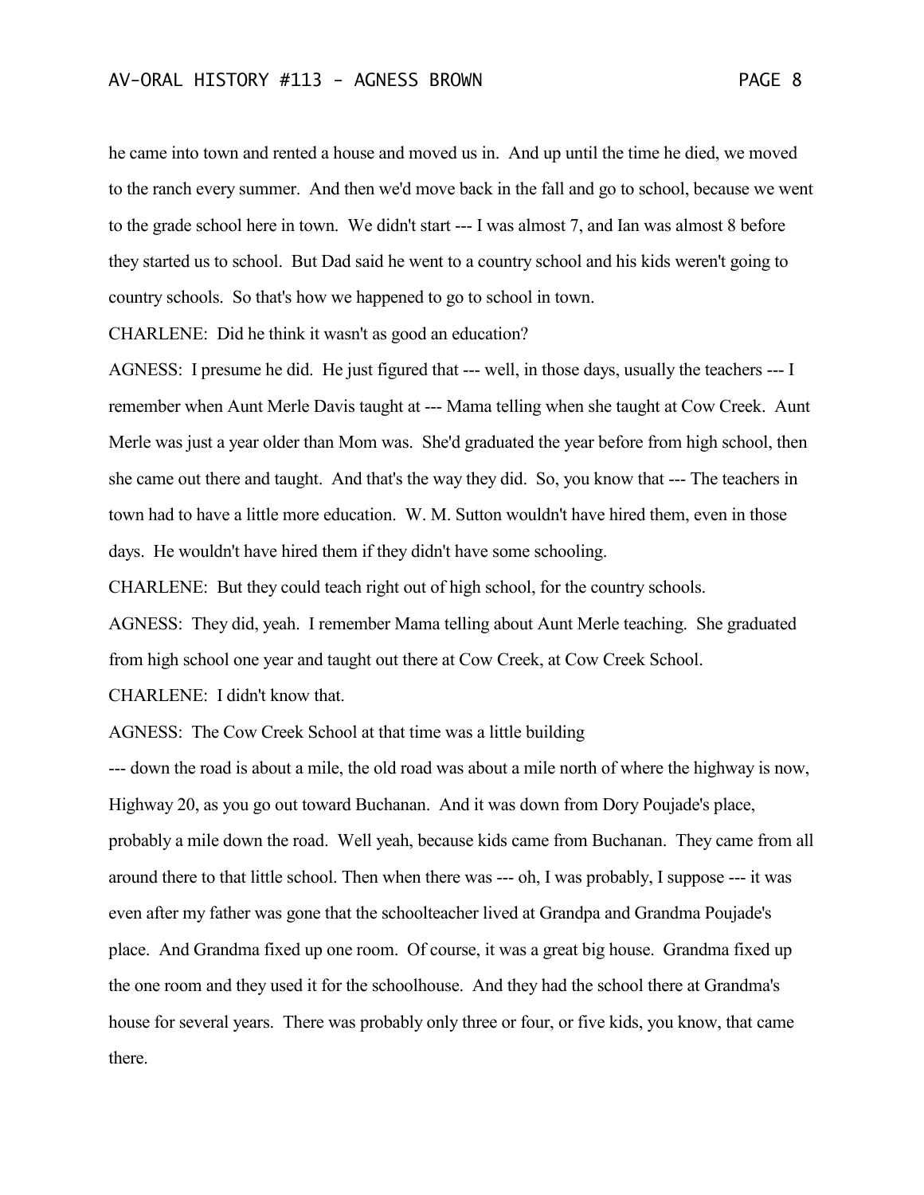he came into town and rented a house and moved us in. And up until the time he died, we moved to the ranch every summer. And then we'd move back in the fall and go to school, because we went to the grade school here in town. We didn't start --- I was almost 7, and Ian was almost 8 before they started us to school. But Dad said he went to a country school and his kids weren't going to country schools. So that's how we happened to go to school in town.

CHARLENE: Did he think it wasn't as good an education?

AGNESS: I presume he did. He just figured that --- well, in those days, usually the teachers --- I remember when Aunt Merle Davis taught at --- Mama telling when she taught at Cow Creek. Aunt Merle was just a year older than Mom was. She'd graduated the year before from high school, then she came out there and taught. And that's the way they did. So, you know that --- The teachers in town had to have a little more education. W. M. Sutton wouldn't have hired them, even in those days. He wouldn't have hired them if they didn't have some schooling.

CHARLENE: But they could teach right out of high school, for the country schools.

AGNESS: They did, yeah. I remember Mama telling about Aunt Merle teaching. She graduated from high school one year and taught out there at Cow Creek, at Cow Creek School.

CHARLENE: I didn't know that.

AGNESS: The Cow Creek School at that time was a little building --- down the road is about a mile, the old road was about a mile north of where the highway is now, Highway 20, as you go out toward Buchanan. And it was down from Dory Poujade's place, probably a mile down the road. Well yeah, because kids came from Buchanan. They came from all around there to that little school. Then when there was --- oh, I was probably, I suppose --- it was even after my father was gone that the schoolteacher lived at Grandpa and Grandma Poujade's place. And Grandma fixed up one room. Of course, it was a great big house. Grandma fixed up the one room and they used it for the schoolhouse. And they had the school there at Grandma's house for several years. There was probably only three or four, or five kids, you know, that came there.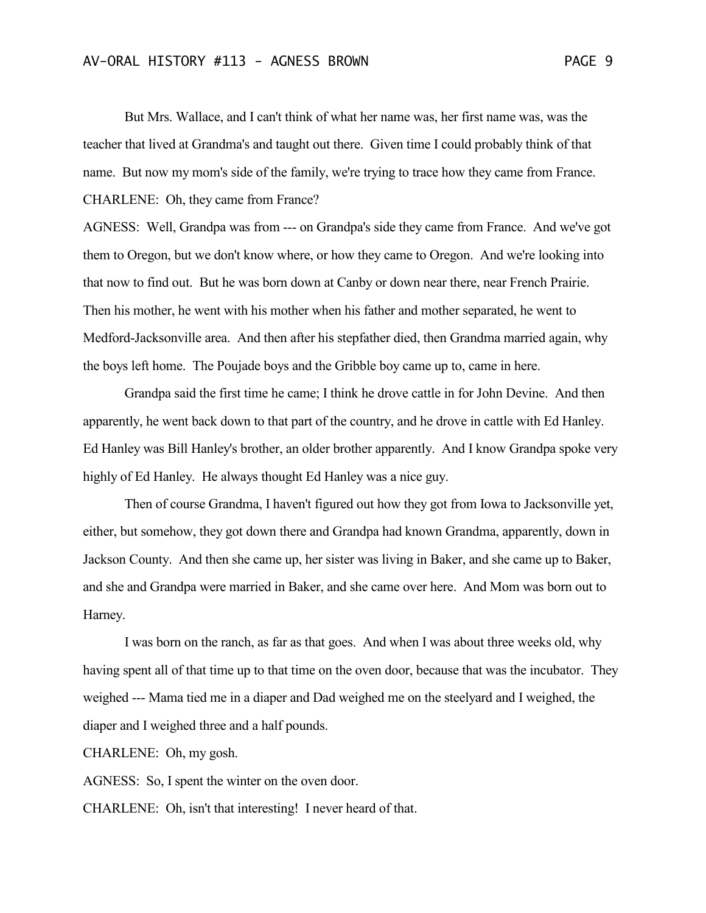But Mrs. Wallace, and I can't think of what her name was, her first name was, was the teacher that lived at Grandma's and taught out there. Given time I could probably think of that name. But now my mom's side of the family, we're trying to trace how they came from France.

CHARLENE: Oh, they came from France?

AGNESS: Well, Grandpa was from --- on Grandpa's side they came from France. And we've got them to Oregon, but we don't know where, or how they came to Oregon. And we're looking into that now to find out. But he was born down at Canby or down near there, near French Prairie. Then his mother, he went with his mother when his father and mother separated, he went to Medford-Jacksonville area. And then after his stepfather died, then Grandma married again, why the boys left home. The Poujade boys and the Gribble boy came up to, came in here.

Grandpa said the first time he came; I think he drove cattle in for John Devine. And then apparently, he went back down to that part of the country, and he drove in cattle with Ed Hanley. Ed Hanley was Bill Hanley's brother, an older brother apparently. And I know Grandpa spoke very highly of Ed Hanley. He always thought Ed Hanley was a nice guy.

Then of course Grandma, I haven't figured out how they got from Iowa to Jacksonville yet, either, but somehow, they got down there and Grandpa had known Grandma, apparently, down in Jackson County. And then she came up, her sister was living in Baker, and she came up to Baker, and she and Grandpa were married in Baker, and she came over here. And Mom was born out to Harney.

I was born on the ranch, as far as that goes. And when I was about three weeks old, why having spent all of that time up to that time on the oven door, because that was the incubator. They weighed --- Mama tied me in a diaper and Dad weighed me on the steelyard and I weighed, the diaper and I weighed three and a half pounds.

CHARLENE: Oh, my gosh.

AGNESS: So, I spent the winter on the oven door.

CHARLENE: Oh, isn't that interesting! I never heard of that.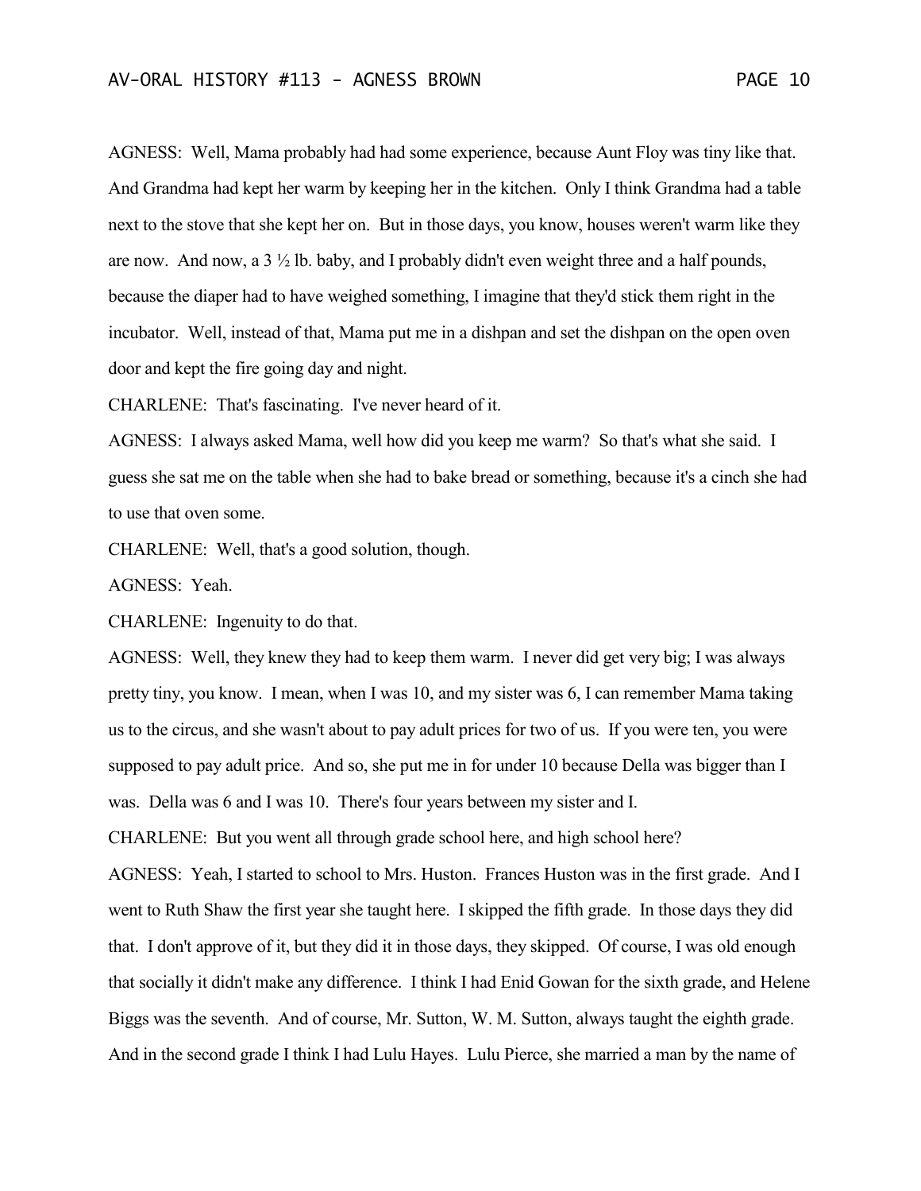AGNESS: Well, Mama probably had had some experience, because Aunt Floy was tiny like that. And Grandma had kept her warm by keeping her in the kitchen. Only I think Grandma had a table next to the stove that she kept her on. But in those days, you know, houses weren't warm like they are now. And now, a 3 ½ lb. baby, and I probably didn't even weight three and a half pounds, because the diaper had to have weighed something, I imagine that they'd stick them right in the incubator. Well, instead of that, Mama put me in a dishpan and set the dishpan on the open oven door and kept the fire going day and night.

CHARLENE: That's fascinating. I've never heard of it.

AGNESS: I always asked Mama, well how did you keep me warm? So that's what she said. I guess she sat me on the table when she had to bake bread or something, because it's a cinch she had to use that oven some.

CHARLENE: Well, that's a good solution, though.

AGNESS: Yeah.

CHARLENE: Ingenuity to do that.

AGNESS: Well, they knew they had to keep them warm. I never did get very big; I was always pretty tiny, you know. I mean, when I was 10, and my sister was 6, I can remember Mama taking us to the circus, and she wasn't about to pay adult prices for two of us. If you were ten, you were supposed to pay adult price. And so, she put me in for under 10 because Della was bigger than I was. Della was 6 and I was 10. There's four years between my sister and I.

CHARLENE: But you went all through grade school here, and high school here?

AGNESS: Yeah, I started to school to Mrs. Huston. Frances Huston was in the first grade. And I went to Ruth Shaw the first year she taught here. I skipped the fifth grade. In those days they did that. I don't approve of it, but they did it in those days, they skipped. Of course, I was old enough that socially it didn't make any difference. I think I had Enid Gowan for the sixth grade, and Helene Biggs was the seventh. And of course, Mr. Sutton, W. M. Sutton, always taught the eighth grade. And in the second grade I think I had Lulu Hayes. Lulu Pierce, she married a man by the name of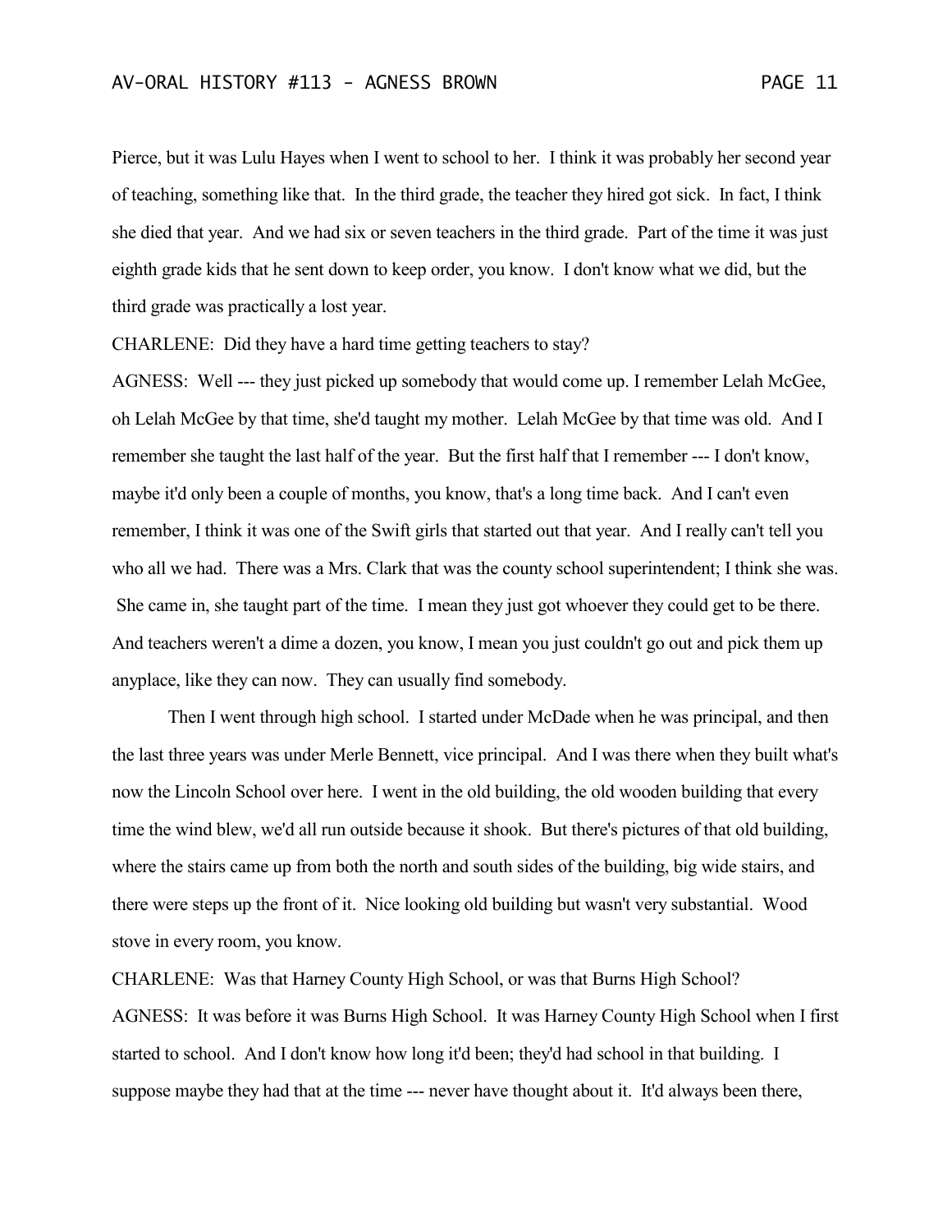Pierce, but it was Lulu Hayes when I went to school to her. I think it was probably her second year of teaching, something like that. In the third grade, the teacher they hired got sick. In fact, I think she died that year. And we had six or seven teachers in the third grade. Part of the time it was just eighth grade kids that he sent down to keep order, you know. I don't know what we did, but the third grade was practically a lost year.

CHARLENE: Did they have a hard time getting teachers to stay?

AGNESS: Well --- they just picked up somebody that would come up. I remember Lelah McGee, oh Lelah McGee by that time, she'd taught my mother. Lelah McGee by that time was old. And I remember she taught the last half of the year. But the first half that I remember --- I don't know, maybe it'd only been a couple of months, you know, that's a long time back. And I can't even remember, I think it was one of the Swift girls that started out that year. And I really can't tell you who all we had. There was a Mrs. Clark that was the county school superintendent; I think she was. She came in, she taught part of the time. I mean they just got whoever they could get to be there. And teachers weren't a dime a dozen, you know, I mean you just couldn't go out and pick them up anyplace, like they can now. They can usually find somebody.

Then I went through high school. I started under McDade when he was principal, and then the last three years was under Merle Bennett, vice principal. And I was there when they built what's now the Lincoln School over here. I went in the old building, the old wooden building that every time the wind blew, we'd all run outside because it shook. But there's pictures of that old building, where the stairs came up from both the north and south sides of the building, big wide stairs, and there were steps up the front of it. Nice looking old building but wasn't very substantial. Wood stove in every room, you know.

CHARLENE: Was that Harney County High School, or was that Burns High School?

AGNESS: It was before it was Burns High School. It was Harney County High School when I first started to school. And I don't know how long it'd been; they'd had school in that building. I suppose maybe they had that at the time --- never have thought about it. It'd always been there,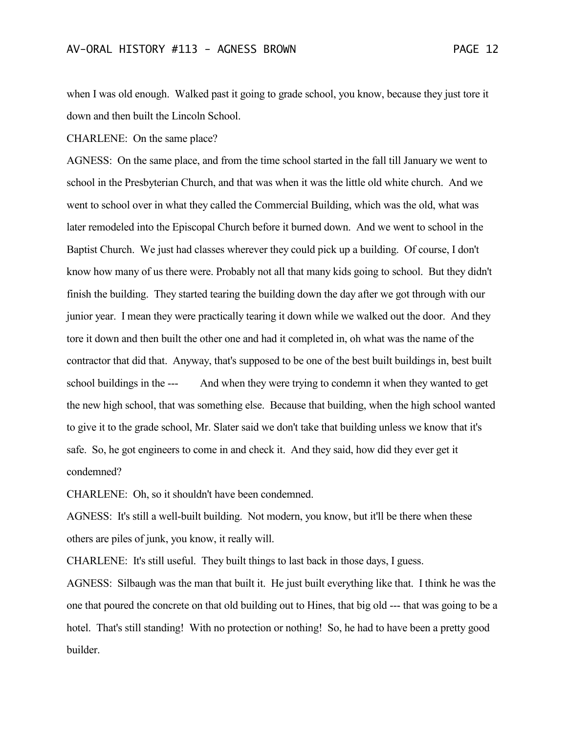when I was old enough. Walked past it going to grade school, you know, because they just tore it down and then built the Lincoln School.

CHARLENE: On the same place?

AGNESS: On the same place, and from the time school started in the fall till January we went to school in the Presbyterian Church, and that was when it was the little old white church. And we went to school over in what they called the Commercial Building, which was the old, what was later remodeled into the Episcopal Church before it burned down. And we went to school in the Baptist Church. We just had classes wherever they could pick up a building. Of course, I don't know how many of us there were. Probably not all that many kids going to school. But they didn't finish the building. They started tearing the building down the day after we got through with our junior year. I mean they were practically tearing it down while we walked out the door. And they tore it down and then built the other one and had it completed in, oh what was the name of the contractor that did that. Anyway, that's supposed to be one of the best built buildings in, best built school buildings in the --- And when they were trying to condemn it when they wanted to get the new high school, that was something else. Because that building, when the high school wanted to give it to the grade school, Mr. Slater said we don't take that building unless we know that it's safe. So, he got engineers to come in and check it. And they said, how did they ever get it condemned?

CHARLENE: Oh, so it shouldn't have been condemned.

AGNESS: It's still a well-built building. Not modern, you know, but it'll be there when these others are piles of junk, you know, it really will.

CHARLENE: It's still useful. They built things to last back in those days, I guess.

AGNESS: Silbaugh was the man that built it. He just built everything like that. I think he was the one that poured the concrete on that old building out to Hines, that big old --- that was going to be a hotel. That's still standing! With no protection or nothing! So, he had to have been a pretty good builder.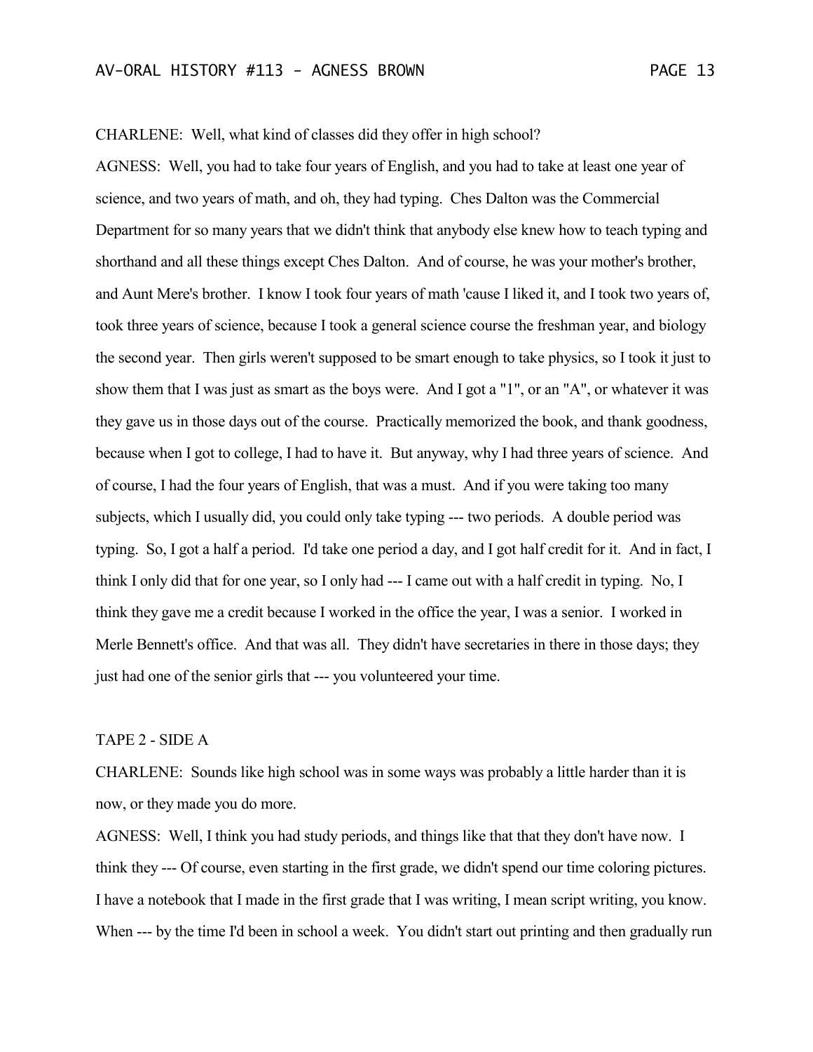CHARLENE: Well, what kind of classes did they offer in high school?

AGNESS: Well, you had to take four years of English, and you had to take at least one year of science, and two years of math, and oh, they had typing. Ches Dalton was the Commercial Department for so many years that we didn't think that anybody else knew how to teach typing and shorthand and all these things except Ches Dalton. And of course, he was your mother's brother, and Aunt Mere's brother. I know I took four years of math 'cause I liked it, and I took two years of, took three years of science, because I took a general science course the freshman year, and biology the second year. Then girls weren't supposed to be smart enough to take physics, so I took it just to show them that I was just as smart as the boys were. And I got a "1", or an "A", or whatever it was they gave us in those days out of the course. Practically memorized the book, and thank goodness, because when I got to college, I had to have it. But anyway, why I had three years of science. And of course, I had the four years of English, that was a must. And if you were taking too many subjects, which I usually did, you could only take typing --- two periods. A double period was typing. So, I got a half a period. I'd take one period a day, and I got half credit for it. And in fact, I think I only did that for one year, so I only had --- I came out with a half credit in typing. No, I think they gave me a credit because I worked in the office the year, I was a senior. I worked in Merle Bennett's office. And that was all. They didn't have secretaries in there in those days; they just had one of the senior girls that --- you volunteered your time.

TAPE 2 - SIDE A

CHARLENE: Sounds like high school was in some ways was probably a little harder than it is now, or they made you do more.

AGNESS: Well, I think you had study periods, and things like that that they don't have now. I think they --- Of course, even starting in the first grade, we didn't spend our time coloring pictures. I have a notebook that I made in the first grade that I was writing, I mean script writing, you know. When --- by the time I'd been in school a week. You didn't start out printing and then gradually run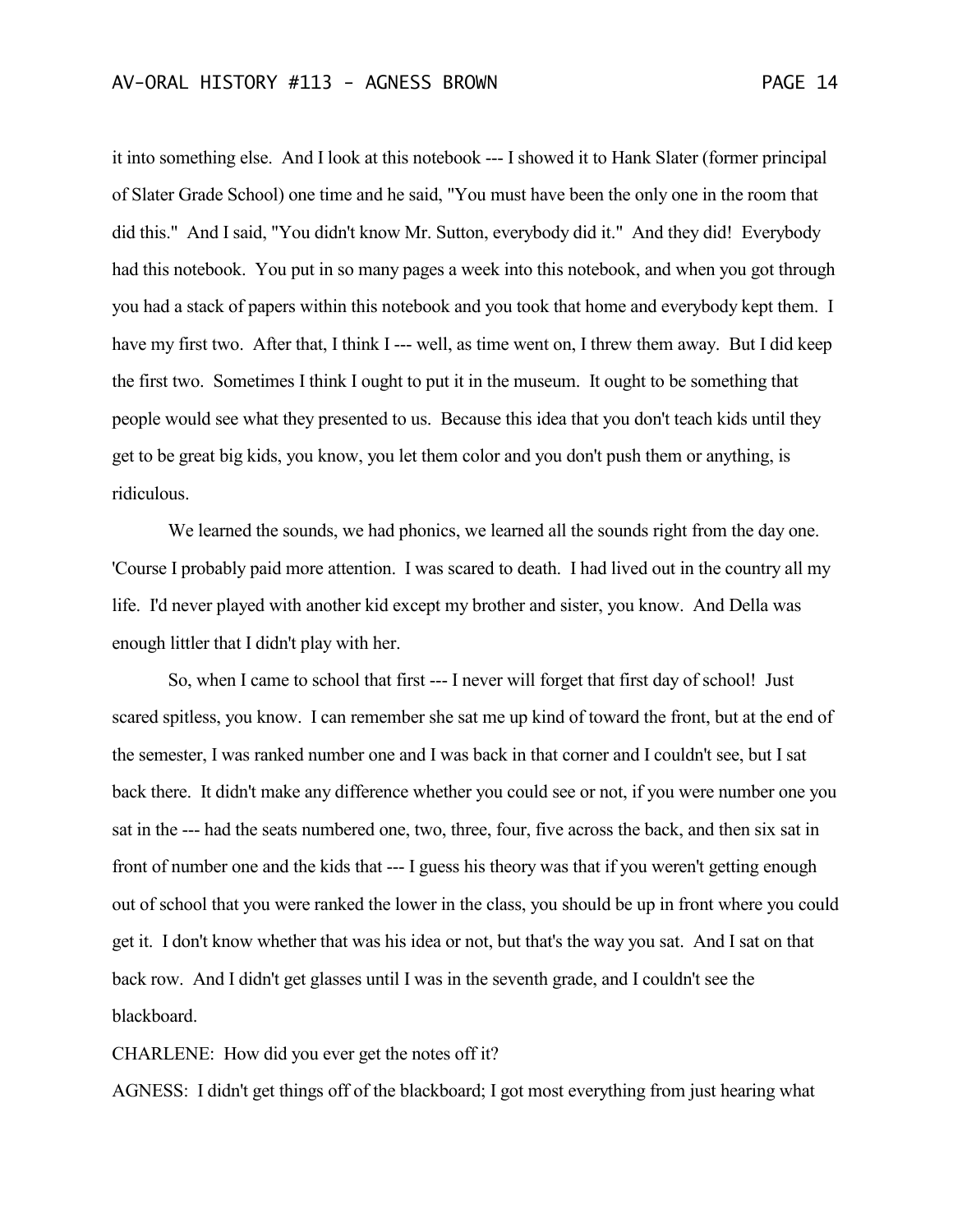it into something else. And I look at this notebook --- I showed it to Hank Slater (former principal of Slater Grade School) one time and he said, "You must have been the only one in the room that did this." And I said, "You didn't know Mr. Sutton, everybody did it." And they did! Everybody had this notebook. You put in so many pages a week into this notebook, and when you got through you had a stack of papers within this notebook and you took that home and everybody kept them. I have my first two. After that, I think I --- well, as time went on, I threw them away. But I did keep the first two. Sometimes I think I ought to put it in the museum. It ought to be something that people would see what they presented to us. Because this idea that you don't teach kids until they get to be great big kids, you know, you let them color and you don't push them or anything, is ridiculous.

We learned the sounds, we had phonics, we learned all the sounds right from the day one. 'Course I probably paid more attention. I was scared to death. I had lived out in the country all my life. I'd never played with another kid except my brother and sister, you know. And Della was enough littler that I didn't play with her.

So, when I came to school that first --- I never will forget that first day of school! Just scared spitless, you know. I can remember she sat me up kind of toward the front, but at the end of the semester, I was ranked number one and I was back in that corner and I couldn't see, but I sat back there. It didn't make any difference whether you could see or not, if you were number one you sat in the --- had the seats numbered one, two, three, four, five across the back, and then six sat in front of number one and the kids that --- I guess his theory was that if you weren't getting enough out of school that you were ranked the lower in the class, you should be up in front where you could get it. I don't know whether that was his idea or not, but that's the way you sat. And I sat on that back row. And I didn't get glasses until I was in the seventh grade, and I couldn't see the blackboard.

CHARLENE: How did you ever get the notes off it?

AGNESS: I didn't get things off of the blackboard; I got most everything from just hearing what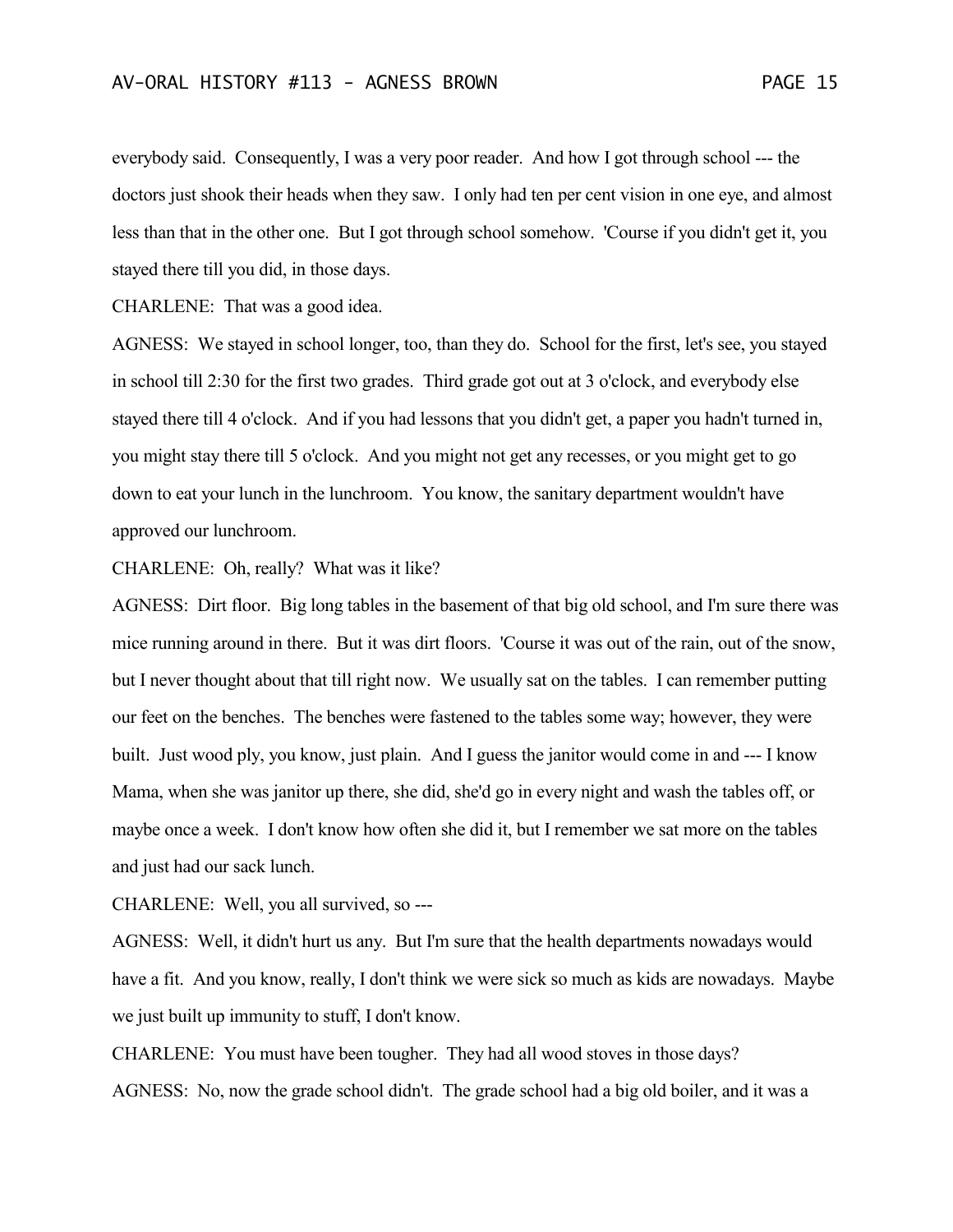everybody said. Consequently, I was a very poor reader. And how I got through school --- the doctors just shook their heads when they saw. I only had ten per cent vision in one eye, and almost less than that in the other one. But I got through school somehow. 'Course if you didn't get it, you stayed there till you did, in those days.

CHARLENE: That was a good idea.

AGNESS: We stayed in school longer, too, than they do. School for the first, let's see, you stayed in school till 2:30 for the first two grades. Third grade got out at 3 o'clock, and everybody else stayed there till 4 o'clock. And if you had lessons that you didn't get, a paper you hadn't turned in, you might stay there till 5 o'clock. And you might not get any recesses, or you might get to go down to eat your lunch in the lunchroom. You know, the sanitary department wouldn't have approved our lunchroom.

CHARLENE: Oh, really? What was it like?

AGNESS: Dirt floor. Big long tables in the basement of that big old school, and I'm sure there was mice running around in there. But it was dirt floors. 'Course it was out of the rain, out of the snow, but I never thought about that till right now. We usually sat on the tables. I can remember putting our feet on the benches. The benches were fastened to the tables some way; however, they were built. Just wood ply, you know, just plain. And I guess the janitor would come in and --- I know Mama, when she was janitor up there, she did, she'd go in every night and wash the tables off, or maybe once a week. I don't know how often she did it, but I remember we sat more on the tables and just had our sack lunch.

CHARLENE: Well, you all survived, so ---

AGNESS: Well, it didn't hurt us any. But I'm sure that the health departments nowadays would have a fit. And you know, really, I don't think we were sick so much as kids are nowadays. Maybe we just built up immunity to stuff, I don't know.

CHARLENE: You must have been tougher. They had all wood stoves in those days?

AGNESS: No, now the grade school didn't. The grade school had a big old boiler, and it was a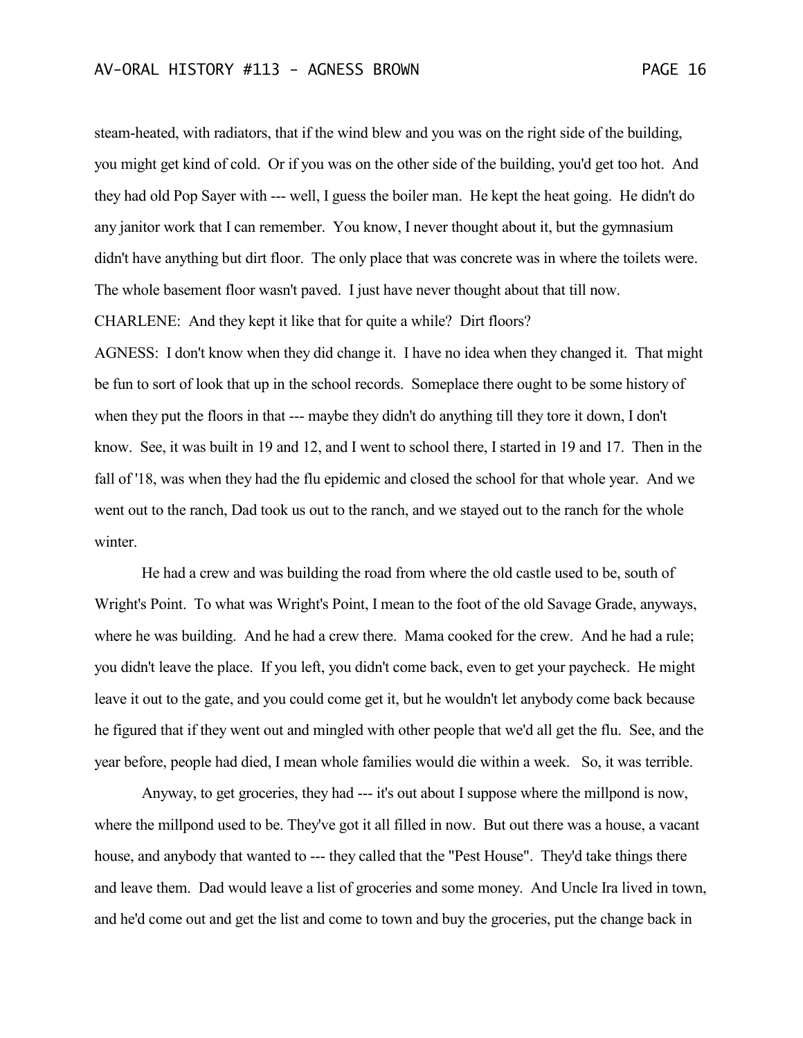steam-heated, with radiators, that if the wind blew and you was on the right side of the building, you might get kind of cold. Or if you was on the other side of the building, you'd get too hot. And they had old Pop Sayer with --- well, I guess the boiler man. He kept the heat going. He didn't do any janitor work that I can remember. You know, I never thought about it, but the gymnasium didn't have anything but dirt floor. The only place that was concrete was in where the toilets were. The whole basement floor wasn't paved. I just have never thought about that till now.

CHARLENE: And they kept it like that for quite a while? Dirt floors?

AGNESS: I don't know when they did change it. I have no idea when they changed it. That might be fun to sort of look that up in the school records. Someplace there ought to be some history of when they put the floors in that --- maybe they didn't do anything till they tore it down, I don't know. See, it was built in 19 and 12, and I went to school there, I started in 19 and 17. Then in the fall of '18, was when they had the flu epidemic and closed the school for that whole year. And we went out to the ranch, Dad took us out to the ranch, and we stayed out to the ranch for the whole winter.

He had a crew and was building the road from where the old castle used to be, south of Wright's Point. To what was Wright's Point, I mean to the foot of the old Savage Grade, anyways, where he was building. And he had a crew there. Mama cooked for the crew. And he had a rule; you didn't leave the place. If you left, you didn't come back, even to get your paycheck. He might leave it out to the gate, and you could come get it, but he wouldn't let anybody come back because he figured that if they went out and mingled with other people that we'd all get the flu. See, and the year before, people had died, I mean whole families would die within a week. So, it was terrible.

Anyway, to get groceries, they had --- it's out about I suppose where the millpond is now, where the millpond used to be. They've got it all filled in now. But out there was a house, a vacant house, and anybody that wanted to --- they called that the "Pest House". They'd take things there and leave them. Dad would leave a list of groceries and some money. And Uncle Ira lived in town, and he'd come out and get the list and come to town and buy the groceries, put the change back in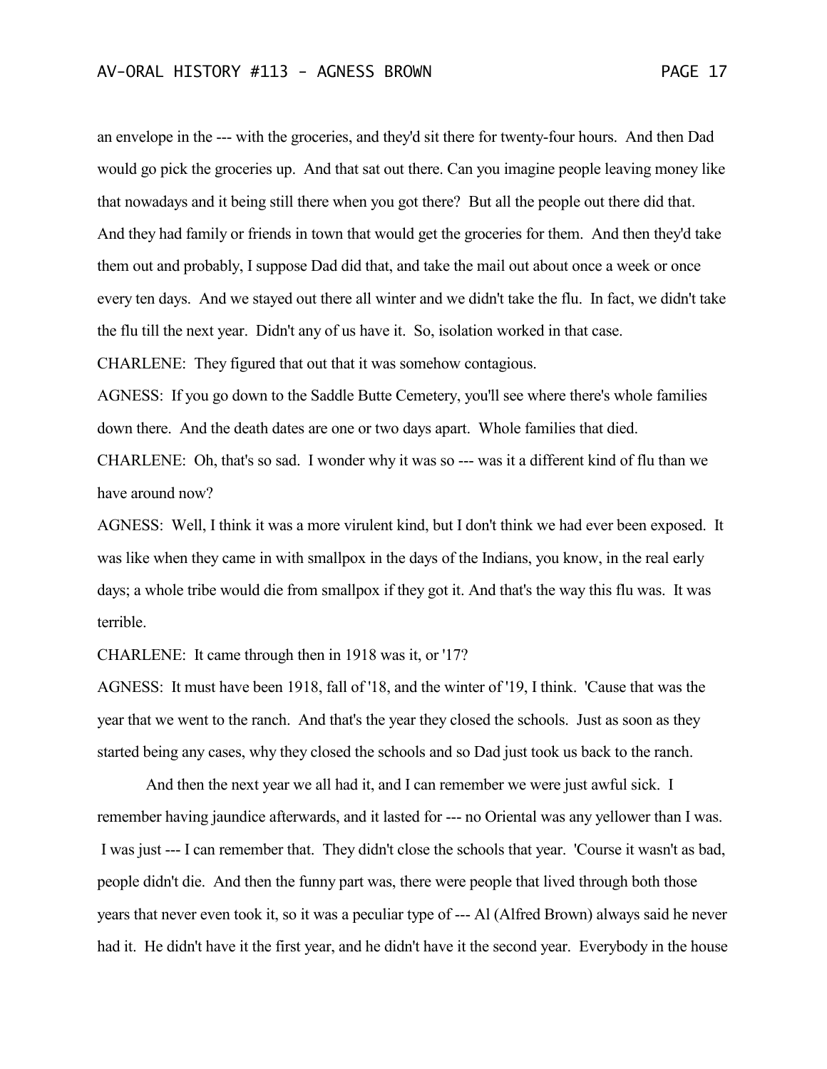an envelope in the --- with the groceries, and they'd sit there for twenty-four hours. And then Dad would go pick the groceries up. And that sat out there. Can you imagine people leaving money like that nowadays and it being still there when you got there? But all the people out there did that. And they had family or friends in town that would get the groceries for them. And then they'd take them out and probably, I suppose Dad did that, and take the mail out about once a week or once every ten days. And we stayed out there all winter and we didn't take the flu. In fact, we didn't take the flu till the next year. Didn't any of us have it. So, isolation worked in that case.

CHARLENE: They figured that out that it was somehow contagious.

AGNESS: If you go down to the Saddle Butte Cemetery, you'll see where there's whole families down there. And the death dates are one or two days apart. Whole families that died.

CHARLENE: Oh, that's so sad. I wonder why it was so --- was it a different kind of flu than we have around now?

AGNESS: Well, I think it was a more virulent kind, but I don't think we had ever been exposed. It was like when they came in with smallpox in the days of the Indians, you know, in the real early days; a whole tribe would die from smallpox if they got it. And that's the way this flu was. It was terrible.

CHARLENE: It came through then in 1918 was it, or '17?

AGNESS: It must have been 1918, fall of '18, and the winter of '19, I think. 'Cause that was the year that we went to the ranch. And that's the year they closed the schools. Just as soon as they started being any cases, why they closed the schools and so Dad just took us back to the ranch.

And then the next year we all had it, and I can remember we were just awful sick. I remember having jaundice afterwards, and it lasted for --- no Oriental was any yellower than I was. I was just --- I can remember that. They didn't close the schools that year. 'Course it wasn't as bad, people didn't die. And then the funny part was, there were people that lived through both those years that never even took it, so it was a peculiar type of --- Al (Alfred Brown) always said he never had it. He didn't have it the first year, and he didn't have it the second year. Everybody in the house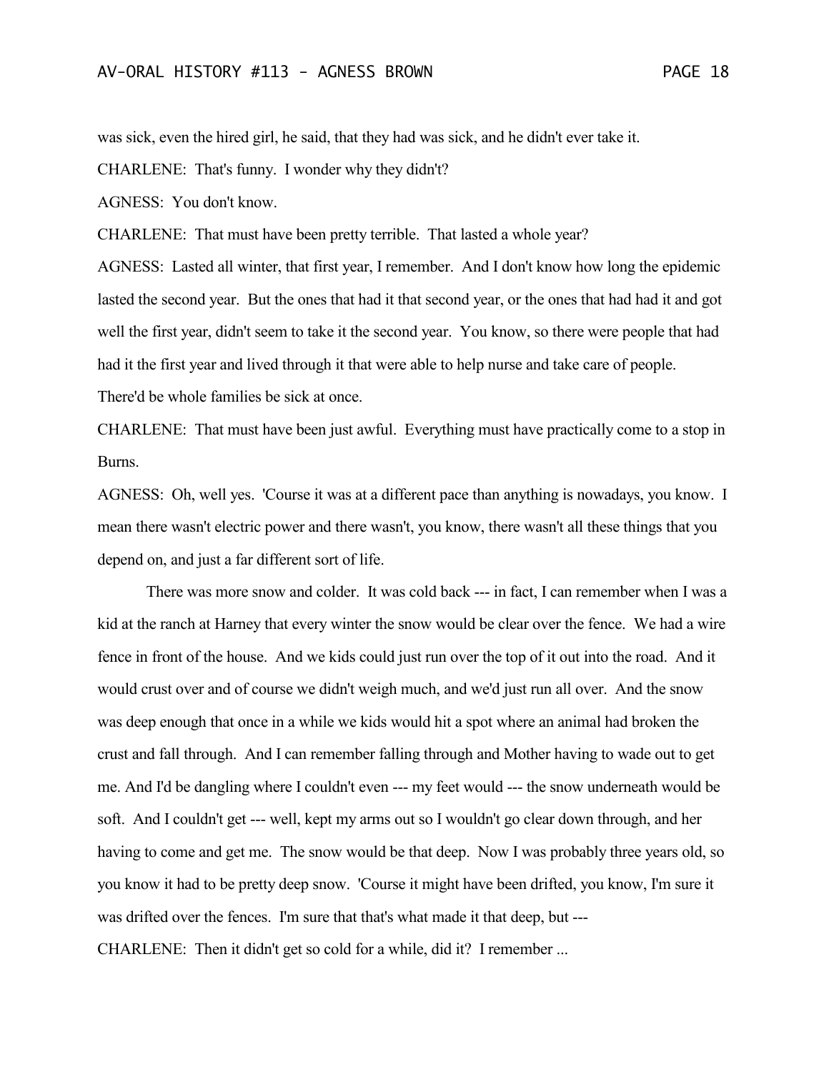was sick, even the hired girl, he said, that they had was sick, and he didn't ever take it.

CHARLENE: That's funny. I wonder why they didn't?

AGNESS: You don't know.

CHARLENE: That must have been pretty terrible. That lasted a whole year?

AGNESS: Lasted all winter, that first year, I remember. And I don't know how long the epidemic lasted the second year. But the ones that had it that second year, or the ones that had had it and got well the first year, didn't seem to take it the second year. You know, so there were people that had had it the first year and lived through it that were able to help nurse and take care of people. There'd be whole families be sick at once.

CHARLENE: That must have been just awful. Everything must have practically come to a stop in Burns.

AGNESS: Oh, well yes. 'Course it was at a different pace than anything is nowadays, you know. I mean there wasn't electric power and there wasn't, you know, there wasn't all these things that you depend on, and just a far different sort of life.

There was more snow and colder. It was cold back --- in fact, I can remember when I was a kid at the ranch at Harney that every winter the snow would be clear over the fence. We had a wire fence in front of the house. And we kids could just run over the top of it out into the road. And it would crust over and of course we didn't weigh much, and we'd just run all over. And the snow was deep enough that once in a while we kids would hit a spot where an animal had broken the crust and fall through. And I can remember falling through and Mother having to wade out to get me. And I'd be dangling where I couldn't even --- my feet would --- the snow underneath would be soft. And I couldn't get --- well, kept my arms out so I wouldn't go clear down through, and her having to come and get me. The snow would be that deep. Now I was probably three years old, so you know it had to be pretty deep snow. 'Course it might have been drifted, you know, I'm sure it was drifted over the fences. I'm sure that that's what made it that deep, but ---

CHARLENE: Then it didn't get so cold for a while, did it? I remember ...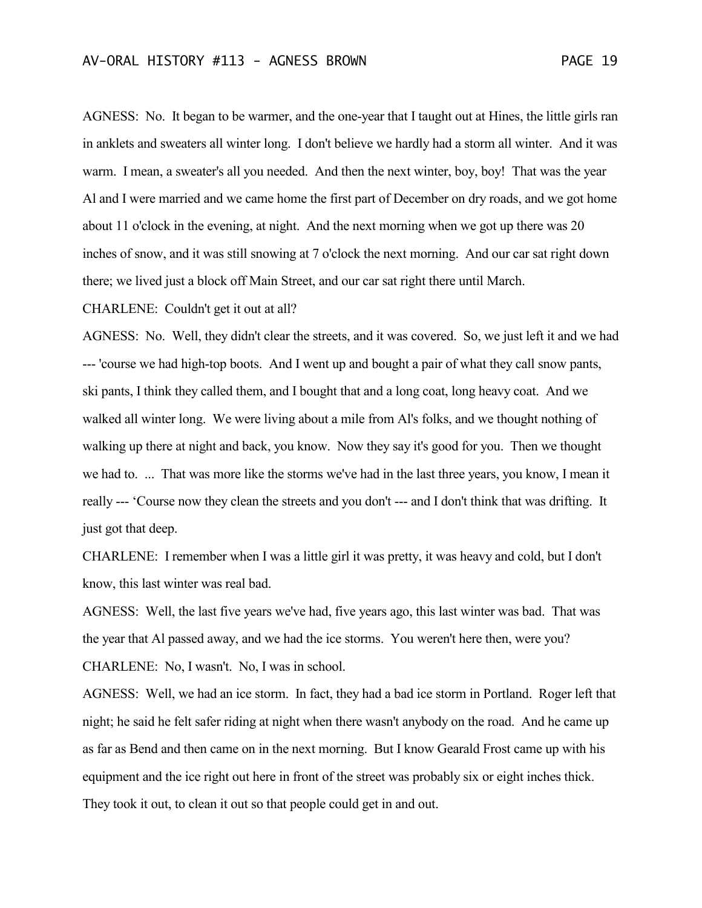AGNESS: No. It began to be warmer, and the one-year that I taught out at Hines, the little girls ran in anklets and sweaters all winter long. I don't believe we hardly had a storm all winter. And it was warm. I mean, a sweater's all you needed. And then the next winter, boy, boy! That was the year Al and I were married and we came home the first part of December on dry roads, and we got home about 11 o'clock in the evening, at night. And the next morning when we got up there was 20 inches of snow, and it was still snowing at 7 o'clock the next morning. And our car sat right down there; we lived just a block off Main Street, and our car sat right there until March.

CHARLENE: Couldn't get it out at all?

AGNESS: No. Well, they didn't clear the streets, and it was covered. So, we just left it and we had --- 'course we had high-top boots. And I went up and bought a pair of what they call snow pants, ski pants, I think they called them, and I bought that and a long coat, long heavy coat. And we walked all winter long. We were living about a mile from Al's folks, and we thought nothing of walking up there at night and back, you know. Now they say it's good for you. Then we thought we had to. ... That was more like the storms we've had in the last three years, you know, I mean it really --- 'Course now they clean the streets and you don't --- and I don't think that was drifting. It just got that deep.

CHARLENE: I remember when I was a little girl it was pretty, it was heavy and cold, but I don't know, this last winter was real bad.

AGNESS: Well, the last five years we've had, five years ago, this last winter was bad. That was the year that Al passed away, and we had the ice storms. You weren't here then, were you?

CHARLENE: No, I wasn't. No, I was in school.

AGNESS: Well, we had an ice storm. In fact, they had a bad ice storm in Portland. Roger left that night; he said he felt safer riding at night when there wasn't anybody on the road. And he came up as far as Bend and then came on in the next morning. But I know Gearald Frost came up with his equipment and the ice right out here in front of the street was probably six or eight inches thick. They took it out, to clean it out so that people could get in and out.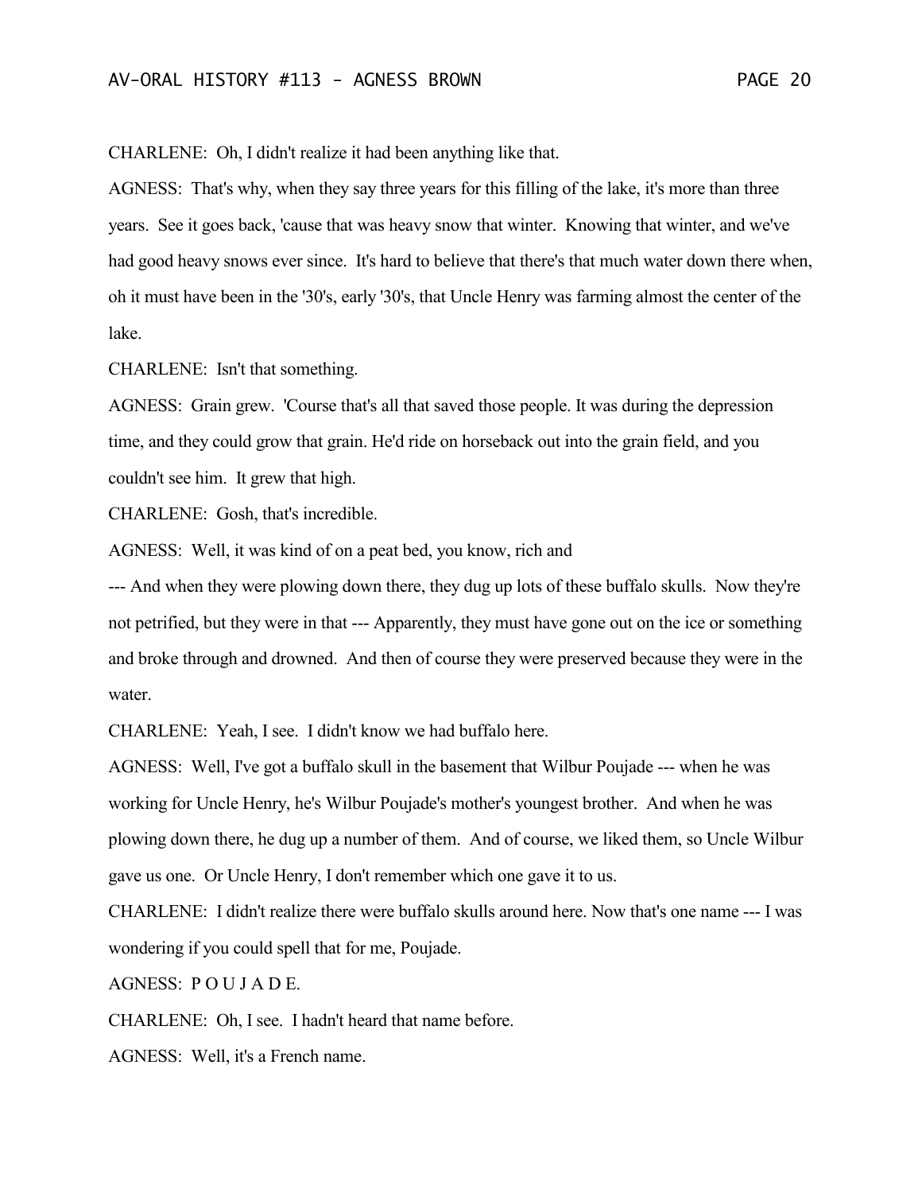CHARLENE: Oh, I didn't realize it had been anything like that.

AGNESS: That's why, when they say three years for this filling of the lake, it's more than three years. See it goes back, 'cause that was heavy snow that winter. Knowing that winter, and we've had good heavy snows ever since. It's hard to believe that there's that much water down there when, oh it must have been in the '30's, early '30's, that Uncle Henry was farming almost the center of the lake.

CHARLENE: Isn't that something.

AGNESS: Grain grew. 'Course that's all that saved those people. It was during the depression time, and they could grow that grain. He'd ride on horseback out into the grain field, and you couldn't see him. It grew that high.

CHARLENE: Gosh, that's incredible.

AGNESS: Well, it was kind of on a peat bed, you know, rich and

--- And when they were plowing down there, they dug up lots of these buffalo skulls. Now they're not petrified, but they were in that --- Apparently, they must have gone out on the ice or something and broke through and drowned. And then of course they were preserved because they were in the water.

CHARLENE: Yeah, I see. I didn't know we had buffalo here.

AGNESS: Well, I've got a buffalo skull in the basement that Wilbur Poujade --- when he was working for Uncle Henry, he's Wilbur Poujade's mother's youngest brother. And when he was plowing down there, he dug up a number of them. And of course, we liked them, so Uncle Wilbur gave us one. Or Uncle Henry, I don't remember which one gave it to us.

CHARLENE: I didn't realize there were buffalo skulls around here. Now that's one name --- I was wondering if you could spell that for me, Poujade.

AGNESS: P O U J A D E.

CHARLENE: Oh, I see. I hadn't heard that name before.

AGNESS: Well, it's a French name.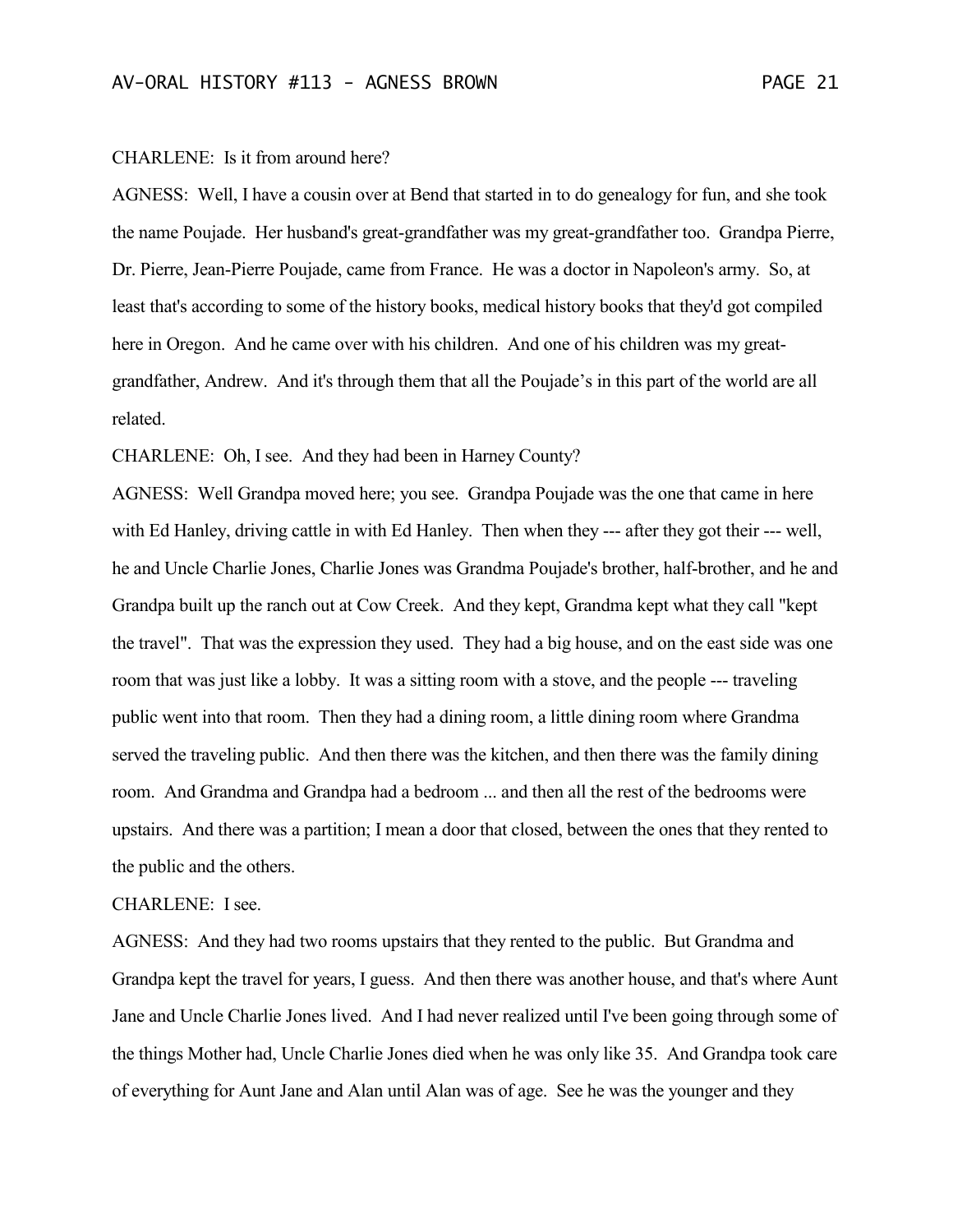CHARLENE: Is it from around here?

AGNESS: Well, I have a cousin over at Bend that started in to do genealogy for fun, and she took the name Poujade. Her husband's great-grandfather was my great-grandfather too. Grandpa Pierre, Dr. Pierre, Jean-Pierre Poujade, came from France. He was a doctor in Napoleon's army. So, at least that's according to some of the history books, medical history books that they'd got compiled here in Oregon. And he came over with his children. And one of his children was my great-grandfather, Andrew. And it's through them that all the Poujade's in this part of the world are all related.

CHARLENE: Oh, I see. And they had been in Harney County?

AGNESS: Well Grandpa moved here; you see. Grandpa Poujade was the one that came in here with Ed Hanley, driving cattle in with Ed Hanley. Then when they --- after they got their --- well, he and Uncle Charlie Jones, Charlie Jones was Grandma Poujade's brother, half-brother, and he and Grandpa built up the ranch out at Cow Creek. And they kept, Grandma kept what they call "kept the travel". That was the expression they used. They had a big house, and on the east side was one room that was just like a lobby. It was a sitting room with a stove, and the people --- traveling public went into that room. Then they had a dining room, a little dining room where Grandma served the traveling public. And then there was the kitchen, and then there was the family dining room. And Grandma and Grandpa had a bedroom ... and then all the rest of the bedrooms were upstairs. And there was a partition; I mean a door that closed, between the ones that they rented to the public and the others.

CHARLENE: I see.

AGNESS: And they had two rooms upstairs that they rented to the public. But Grandma and Grandpa kept the travel for years, I guess. And then there was another house, and that's where Aunt Jane and Uncle Charlie Jones lived. And I had never realized until I've been going through some of the things Mother had, Uncle Charlie Jones died when he was only like 35. And Grandpa took care of everything for Aunt Jane and Alan until Alan was of age. See he was the younger and they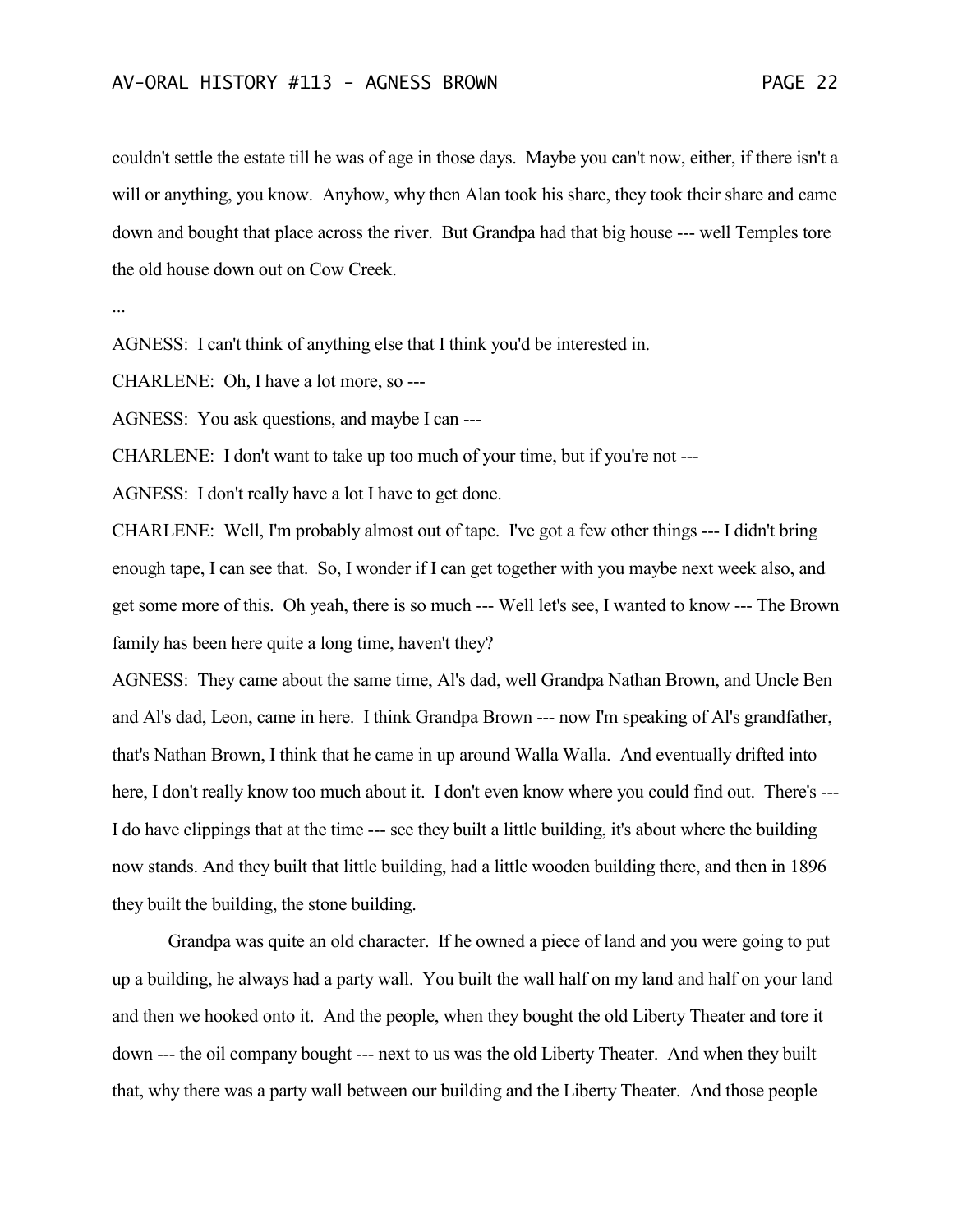couldn't settle the estate till he was of age in those days. Maybe you can't now, either, if there isn't a will or anything, you know. Anyhow, why then Alan took his share, they took their share and came down and bought that place across the river. But Grandpa had that big house --- well Temples tore the old house down out on Cow Creek.

...

AGNESS: I can't think of anything else that I think you'd be interested in.

CHARLENE: Oh, I have a lot more, so ---

AGNESS: You ask questions, and maybe I can ---

CHARLENE: I don't want to take up too much of your time, but if you're not ---

AGNESS: I don't really have a lot I have to get done.

CHARLENE: Well, I'm probably almost out of tape. I've got a few other things --- I didn't bring enough tape, I can see that. So, I wonder if I can get together with you maybe next week also, and get some more of this. Oh yeah, there is so much --- Well let's see, I wanted to know --- The Brown family has been here quite a long time, haven't they?

AGNESS: They came about the same time, Al's dad, well Grandpa Nathan Brown, and Uncle Ben and Al's dad, Leon, came in here. I think Grandpa Brown --- now I'm speaking of Al's grandfather, that's Nathan Brown, I think that he came in up around Walla Walla. And eventually drifted into here, I don't really know too much about it. I don't even know where you could find out. There's --- I do have clippings that at the time --- see they built a little building, it's about where the building now stands. And they built that little building, had a little wooden building there, and then in 1896 they built the building, the stone building.

Grandpa was quite an old character. If he owned a piece of land and you were going to put up a building, he always had a party wall. You built the wall half on my land and half on your land and then we hooked onto it. And the people, when they bought the old Liberty Theater and tore it down --- the oil company bought --- next to us was the old Liberty Theater. And when they built that, why there was a party wall between our building and the Liberty Theater. And those people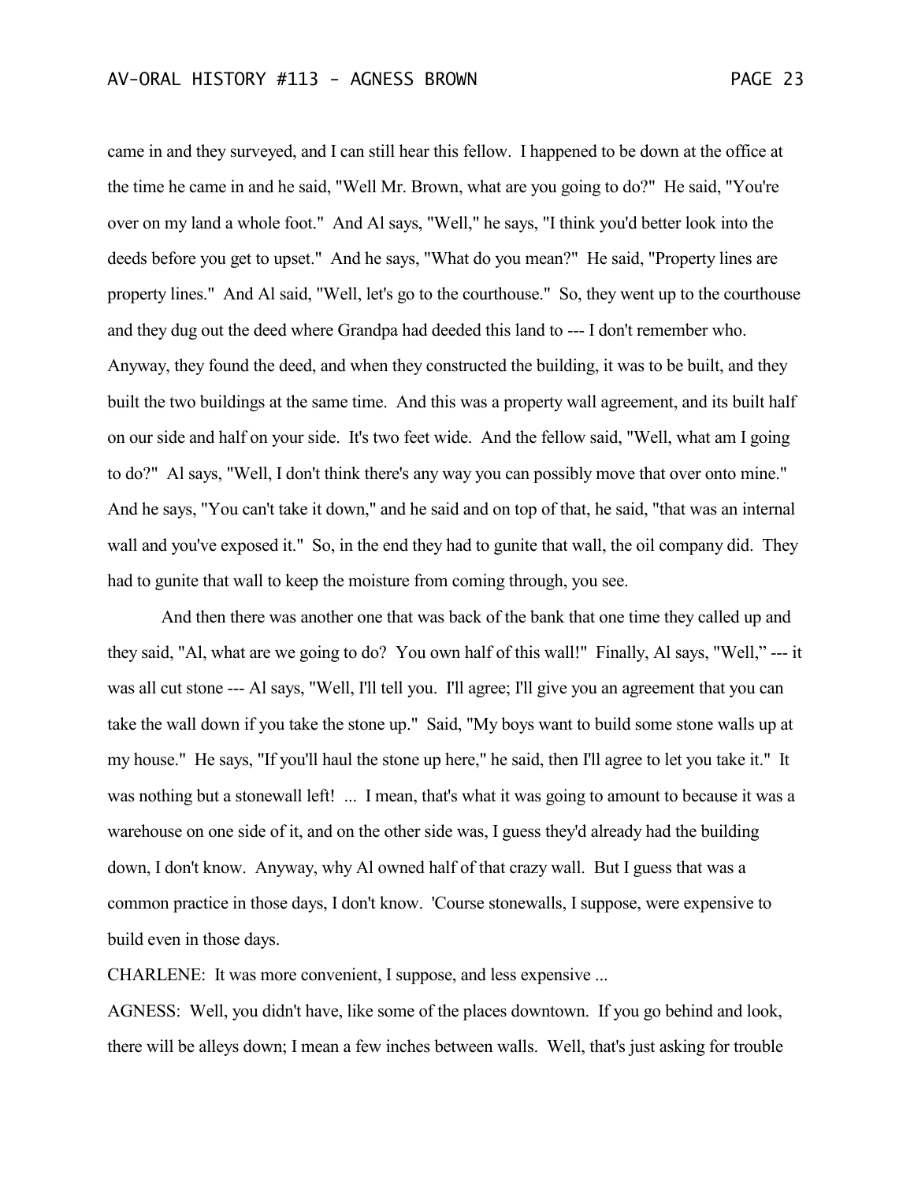came in and they surveyed, and I can still hear this fellow. I happened to be down at the office at the time he came in and he said, "Well Mr. Brown, what are you going to do?" He said, "You're over on my land a whole foot." And Al says, "Well," he says, "I think you'd better look into the deeds before you get to upset." And he says, "What do you mean?" He said, "Property lines are property lines." And Al said, "Well, let's go to the courthouse." So, they went up to the courthouse and they dug out the deed where Grandpa had deeded this land to --- I don't remember who. Anyway, they found the deed, and when they constructed the building, it was to be built, and they built the two buildings at the same time. And this was a property wall agreement, and its built half on our side and half on your side. It's two feet wide. And the fellow said, "Well, what am I going to do?" Al says, "Well, I don't think there's any way you can possibly move that over onto mine." And he says, "You can't take it down," and he said and on top of that, he said, "that was an internal wall and you've exposed it." So, in the end they had to gunite that wall, the oil company did. They had to gunite that wall to keep the moisture from coming through, you see.

And then there was another one that was back of the bank that one time they called up and they said, "Al, what are we going to do? You own half of this wall!" Finally, Al says, "Well," --- it was all cut stone --- Al says, "Well, I'll tell you. I'll agree; I'll give you an agreement that you can take the wall down if you take the stone up." Said, "My boys want to build some stone walls up at my house." He says, "If you'll haul the stone up here," he said, then I'll agree to let you take it." It was nothing but a stonewall left! ... I mean, that's what it was going to amount to because it was a warehouse on one side of it, and on the other side was, I guess they'd already had the building down, I don't know. Anyway, why Al owned half of that crazy wall. But I guess that was a common practice in those days, I don't know. 'Course stonewalls, I suppose, were expensive to build even in those days.

CHARLENE: It was more convenient, I suppose, and less expensive ...

AGNESS: Well, you didn't have, like some of the places downtown. If you go behind and look, there will be alleys down; I mean a few inches between walls. Well, that's just asking for trouble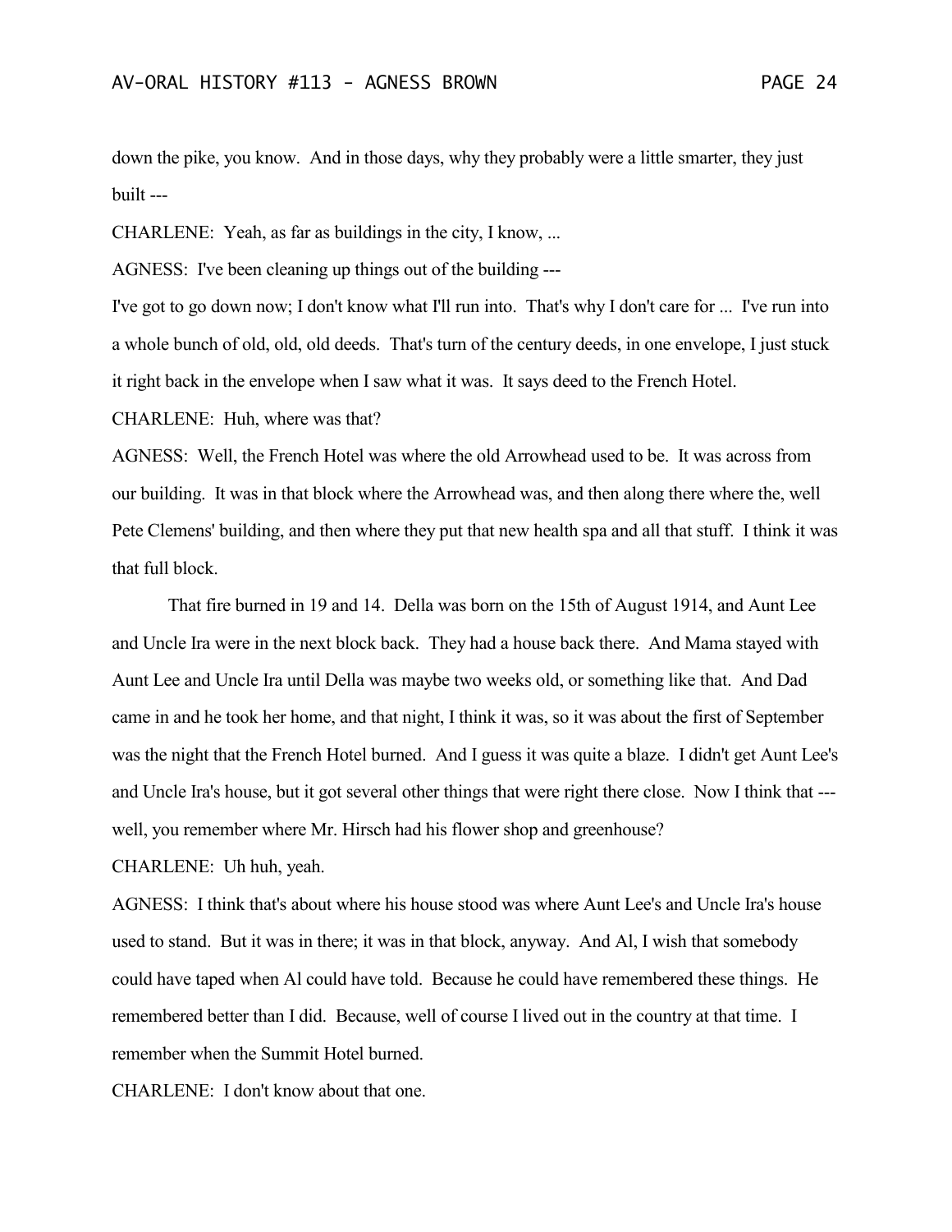down the pike, you know. And in those days, why they probably were a little smarter, they just built ---

CHARLENE: Yeah, as far as buildings in the city, I know, ...

AGNESS: I've been cleaning up things out of the building ---

I've got to go down now; I don't know what I'll run into. That's why I don't care for ... I've run into a whole bunch of old, old, old deeds. That's turn of the century deeds, in one envelope, I just stuck it right back in the envelope when I saw what it was. It says deed to the French Hotel.

CHARLENE: Huh, where was that?

AGNESS: Well, the French Hotel was where the old Arrowhead used to be. It was across from our building. It was in that block where the Arrowhead was, and then along there where the, well Pete Clemens' building, and then where they put that new health spa and all that stuff. I think it was that full block.

That fire burned in 19 and 14. Della was born on the 15th of August 1914, and Aunt Lee and Uncle Ira were in the next block back. They had a house back there. And Mama stayed with Aunt Lee and Uncle Ira until Della was maybe two weeks old, or something like that. And Dad came in and he took her home, and that night, I think it was, so it was about the first of September was the night that the French Hotel burned. And I guess it was quite a blaze. I didn't get Aunt Lee's and Uncle Ira's house, but it got several other things that were right there close. Now I think that --- well, you remember where Mr. Hirsch had his flower shop and greenhouse?

CHARLENE: Uh huh, yeah.

AGNESS: I think that's about where his house stood was where Aunt Lee's and Uncle Ira's house used to stand. But it was in there; it was in that block, anyway. And Al, I wish that somebody could have taped when Al could have told. Because he could have remembered these things. He remembered better than I did. Because, well of course I lived out in the country at that time. I remember when the Summit Hotel burned.

CHARLENE: I don't know about that one.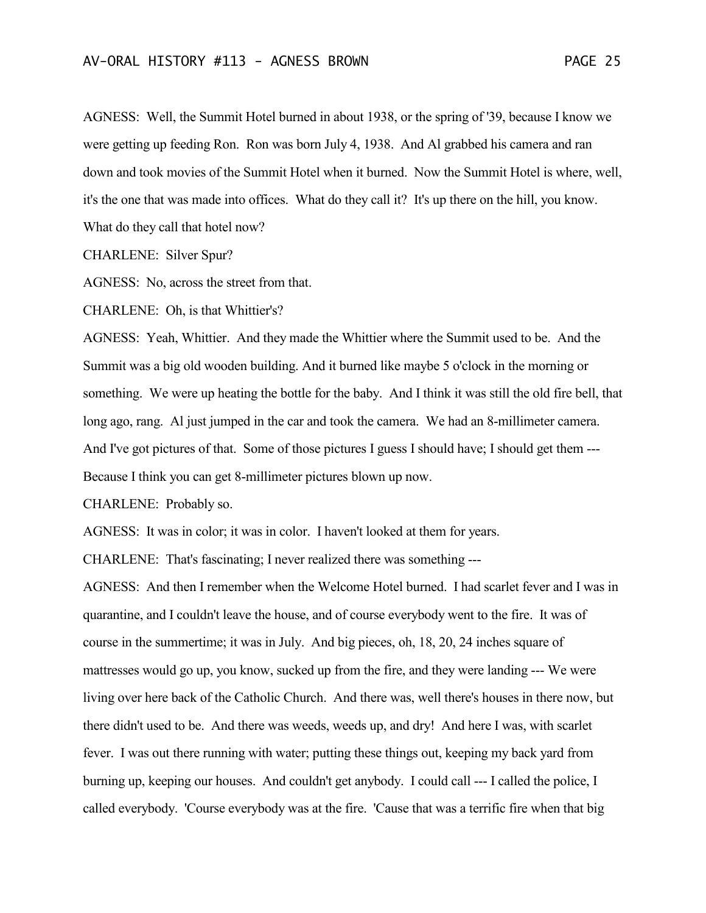AGNESS: Well, the Summit Hotel burned in about 1938, or the spring of '39, because I know we were getting up feeding Ron. Ron was born July 4, 1938. And Al grabbed his camera and ran down and took movies of the Summit Hotel when it burned. Now the Summit Hotel is where, well, it's the one that was made into offices. What do they call it? It's up there on the hill, you know. What do they call that hotel now?

CHARLENE: Silver Spur?

AGNESS: No, across the street from that.

CHARLENE: Oh, is that Whittier's?

AGNESS: Yeah, Whittier. And they made the Whittier where the Summit used to be. And the Summit was a big old wooden building. And it burned like maybe 5 o'clock in the morning or something. We were up heating the bottle for the baby. And I think it was still the old fire bell, that long ago, rang. Al just jumped in the car and took the camera. We had an 8-millimeter camera. And I've got pictures of that. Some of those pictures I guess I should have; I should get them --- Because I think you can get 8-millimeter pictures blown up now.

CHARLENE: Probably so.

AGNESS: It was in color; it was in color. I haven't looked at them for years.

CHARLENE: That's fascinating; I never realized there was something ---

AGNESS: And then I remember when the Welcome Hotel burned. I had scarlet fever and I was in quarantine, and I couldn't leave the house, and of course everybody went to the fire. It was of course in the summertime; it was in July. And big pieces, oh, 18, 20, 24 inches square of mattresses would go up, you know, sucked up from the fire, and they were landing --- We were living over here back of the Catholic Church. And there was, well there's houses in there now, but there didn't used to be. And there was weeds, weeds up, and dry! And here I was, with scarlet fever. I was out there running with water; putting these things out, keeping my back yard from burning up, keeping our houses. And couldn't get anybody. I could call --- I called the police, I called everybody. 'Course everybody was at the fire. 'Cause that was a terrific fire when that big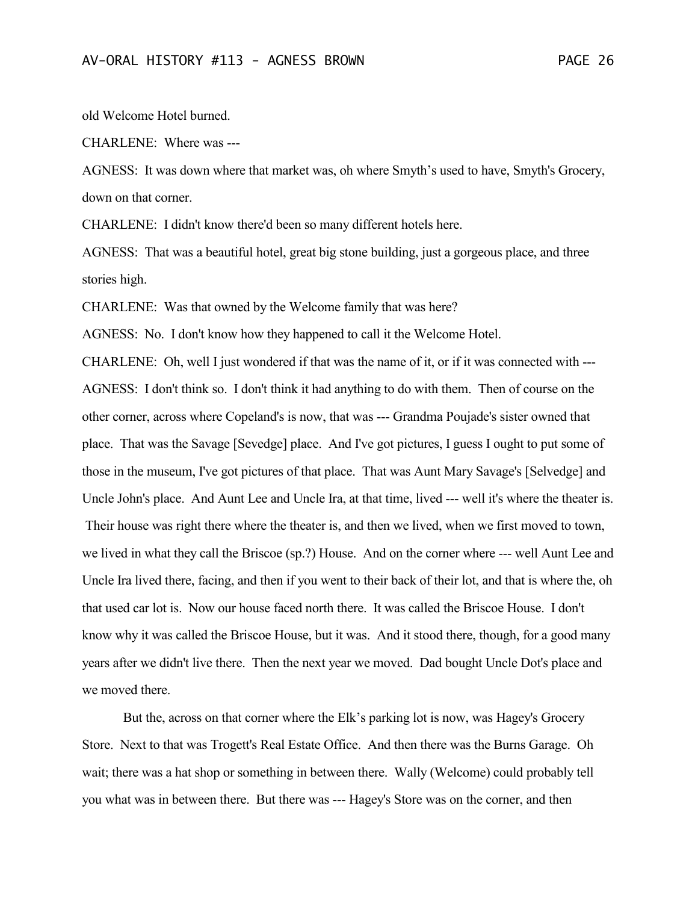old Welcome Hotel burned.

CHARLENE: Where was ---

AGNESS: It was down where that market was, oh where Smyth's used to have, Smyth's Grocery, down on that corner.

CHARLENE: I didn't know there'd been so many different hotels here.

AGNESS: That was a beautiful hotel, great big stone building, just a gorgeous place, and three stories high.

CHARLENE: Was that owned by the Welcome family that was here?

AGNESS: No. I don't know how they happened to call it the Welcome Hotel.

CHARLENE: Oh, well I just wondered if that was the name of it, or if it was connected with ---

AGNESS: I don't think so. I don't think it had anything to do with them. Then of course on the other corner, across where Copeland's is now, that was --- Grandma Poujade's sister owned that place. That was the Savage [Sevedge] place. And I've got pictures, I guess I ought to put some of those in the museum, I've got pictures of that place. That was Aunt Mary Savage's [Selvedge] and Uncle John's place. And Aunt Lee and Uncle Ira, at that time, lived --- well it's where the theater is. Their house was right there where the theater is, and then we lived, when we first moved to town, we lived in what they call the Briscoe (sp.?) House. And on the corner where --- well Aunt Lee and Uncle Ira lived there, facing, and then if you went to their back of their lot, and that is where the, oh that used car lot is. Now our house faced north there. It was called the Briscoe House. I don't know why it was called the Briscoe House, but it was. And it stood there, though, for a good many years after we didn't live there. Then the next year we moved. Dad bought Uncle Dot's place and we moved there.

But the, across on that corner where the Elk's parking lot is now, was Hagey's Grocery Store. Next to that was Trogett's Real Estate Office. And then there was the Burns Garage. Oh wait; there was a hat shop or something in between there. Wally (Welcome) could probably tell you what was in between there. But there was --- Hagey's Store was on the corner, and then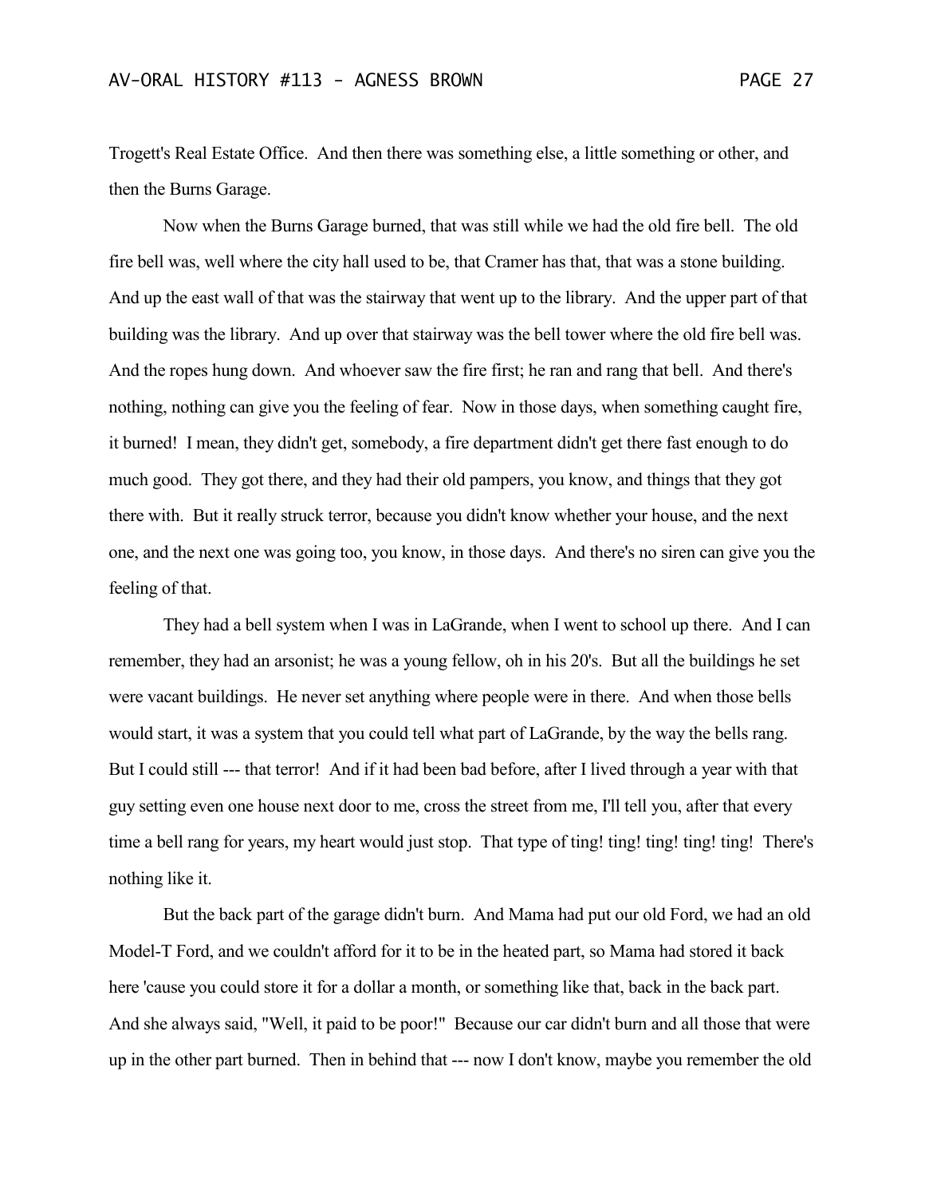Trogett's Real Estate Office. And then there was something else, a little something or other, and then the Burns Garage.

Now when the Burns Garage burned, that was still while we had the old fire bell. The old fire bell was, well where the city hall used to be, that Cramer has that, that was a stone building. And up the east wall of that was the stairway that went up to the library. And the upper part of that building was the library. And up over that stairway was the bell tower where the old fire bell was. And the ropes hung down. And whoever saw the fire first; he ran and rang that bell. And there's nothing, nothing can give you the feeling of fear. Now in those days, when something caught fire, it burned! I mean, they didn't get, somebody, a fire department didn't get there fast enough to do much good. They got there, and they had their old pampers, you know, and things that they got there with. But it really struck terror, because you didn't know whether your house, and the next one, and the next one was going too, you know, in those days. And there's no siren can give you the feeling of that.

They had a bell system when I was in LaGrande, when I went to school up there. And I can remember, they had an arsonist; he was a young fellow, oh in his 20's. But all the buildings he set were vacant buildings. He never set anything where people were in there. And when those bells would start, it was a system that you could tell what part of LaGrande, by the way the bells rang. But I could still --- that terror! And if it had been bad before, after I lived through a year with that guy setting even one house next door to me, cross the street from me, I'll tell you, after that every time a bell rang for years, my heart would just stop. That type of ting! ting! ting! ting! ting! There's nothing like it.

But the back part of the garage didn't burn. And Mama had put our old Ford, we had an old Model-T Ford, and we couldn't afford for it to be in the heated part, so Mama had stored it back here 'cause you could store it for a dollar a month, or something like that, back in the back part. And she always said, "Well, it paid to be poor!" Because our car didn't burn and all those that were up in the other part burned. Then in behind that --- now I don't know, maybe you remember the old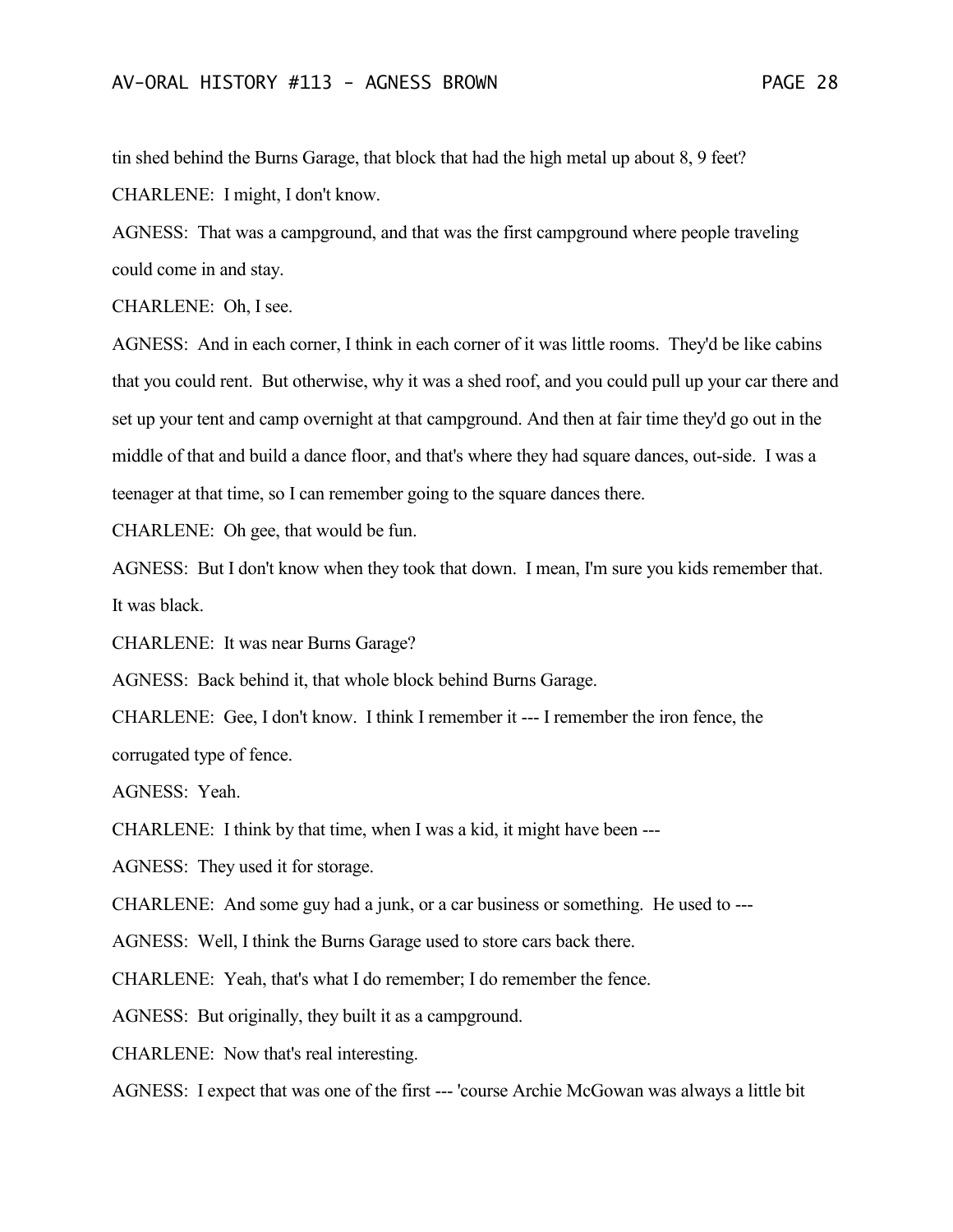tin shed behind the Burns Garage, that block that had the high metal up about 8, 9 feet?

CHARLENE: I might, I don't know.

AGNESS: That was a campground, and that was the first campground where people traveling could come in and stay.

CHARLENE: Oh, I see.

AGNESS: And in each corner, I think in each corner of it was little rooms. They'd be like cabins that you could rent. But otherwise, why it was a shed roof, and you could pull up your car there and set up your tent and camp overnight at that campground. And then at fair time they'd go out in the middle of that and build a dance floor, and that's where they had square dances, out-side. I was a teenager at that time, so I can remember going to the square dances there.

CHARLENE: Oh gee, that would be fun.

AGNESS: But I don't know when they took that down. I mean, I'm sure you kids remember that. It was black.

CHARLENE: It was near Burns Garage?

AGNESS: Back behind it, that whole block behind Burns Garage.

CHARLENE: Gee, I don't know. I think I remember it --- I remember the iron fence, the corrugated type of fence.

AGNESS: Yeah.

CHARLENE: I think by that time, when I was a kid, it might have been ---

AGNESS: They used it for storage.

CHARLENE: And some guy had a junk, or a car business or something. He used to ---

AGNESS: Well, I think the Burns Garage used to store cars back there.

CHARLENE: Yeah, that's what I do remember; I do remember the fence.

AGNESS: But originally, they built it as a campground.

CHARLENE: Now that's real interesting.

AGNESS: I expect that was one of the first --- 'course Archie McGowan was always a little bit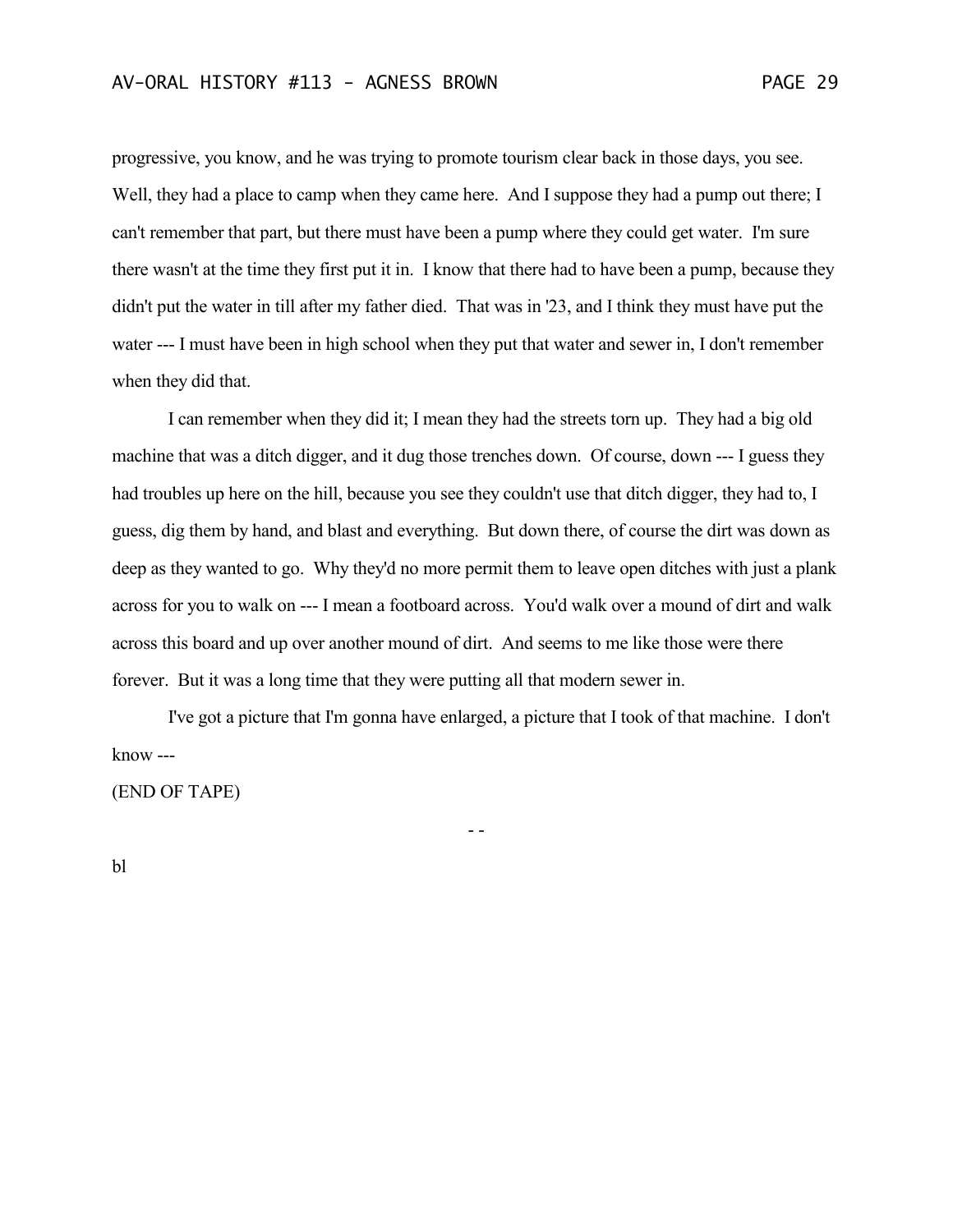progressive, you know, and he was trying to promote tourism clear back in those days, you see. Well, they had a place to camp when they came here. And I suppose they had a pump out there; I can't remember that part, but there must have been a pump where they could get water. I'm sure there wasn't at the time they first put it in. I know that there had to have been a pump, because they didn't put the water in till after my father died. That was in '23, and I think they must have put the water --- I must have been in high school when they put that water and sewer in, I don't remember when they did that.

I can remember when they did it; I mean they had the streets torn up. They had a big old machine that was a ditch digger, and it dug those trenches down. Of course, down --- I guess they had troubles up here on the hill, because you see they couldn't use that ditch digger, they had to, I guess, dig them by hand, and blast and everything. But down there, of course the dirt was down as deep as they wanted to go. Why they'd no more permit them to leave open ditches with just a plank across for you to walk on --- I mean a footboard across. You'd walk over a mound of dirt and walk across this board and up over another mound of dirt. And seems to me like those were there forever. But it was a long time that they were putting all that modern sewer in.

I've got a picture that I'm gonna have enlarged, a picture that I took of that machine. I don't know ---

(END OF TAPE)

- -

bl